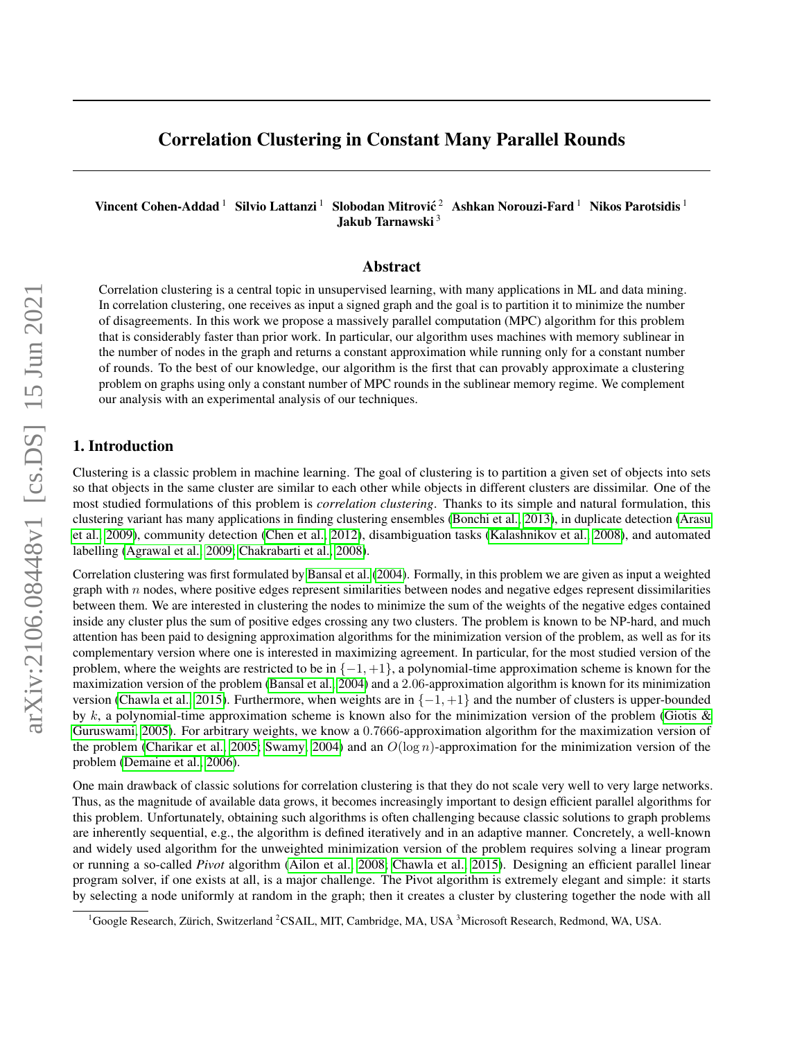# Correlation Clustering in Constant Many Parallel Rounds

**Vincent Cohen-Addad** [1] **Silvio Lattanzi** [1] **Slobodan Mitrović** [2] **Ashkan Norouzi-Fard** [1] **Nikos Parotsidis** [1] **Jakub Tarnawski** [3]

## Abstract

Correlation clustering is a central topic in unsupervised learning, with many applications in ML and data mining. In correlation clustering, one receives as input a signed graph and the goal is to partition it to minimize the number of disagreements. In this work we propose a massively parallel computation (MPC) algorithm for this problem that is considerably faster than prior work. In particular, our algorithm uses machines with memory sublinear in the number of nodes in the graph and returns a constant approximation while running only for a constant number of rounds. To the best of our knowledge, our algorithm is the first that can provably approximate a clustering problem on graphs using only a constant number of MPC rounds in the sublinear memory regime. We complement our analysis with an experimental analysis of our techniques.

## 1. Introduction

Clustering is a classic problem in machine learning. The goal of clustering is to partition a given set of objects into sets so that objects in the same cluster are similar to each other while objects in different clusters are dissimilar. One of the most studied formulations of this problem is *correlation clustering*. Thanks to its simple and natural formulation, this clustering variant has many applications in finding clustering ensembles (Bonchi et al., 2013), in duplicate detection (Arasu et al., 2009), community detection (Chen et al., 2012), disambiguation tasks (Kalashnikov et al., 2008), and automated labelling (Agrawal et al., 2009; Chakrabarti et al., 2008).

Correlation clustering was first formulated by Bansal et al. (2004). Formally, in this problem we are given as input a weighted graph with $n$ nodes, where positive edges represent similarities between nodes and negative edges represent dissimilarities between them. We are interested in clustering the nodes to minimize the sum of the weights of the negative edges contained inside any cluster plus the sum of positive edges crossing any two clusters. The problem is known to be NP-hard, and much attention has been paid to designing approximation algorithms for the minimization version of the problem, as well as for its complementary version where one is interested in maximizing agreement. In particular, for the most studied version of the problem, where the weights are restricted to be in $\{-1, +1\}$, a polynomial-time approximation scheme is known for the maximization version of the problem (Bansal et al., 2004) and a $2.06$-approximation algorithm is known for its minimization version (Chawla et al., 2015). Furthermore, when weights are in $\{-1, +1\}$ and the number of clusters is upper-bounded by $k$, a polynomial-time approximation scheme is known also for the minimization version of the problem (Giotis & Guruswami, 2005). For arbitrary weights, we know a $0.7666$-approximation algorithm for the maximization version of the problem (Charikar et al., 2005; Swamy, 2004) and an $O(\log n)$-approximation for the minimization version of the problem (Demaine et al., 2006).

One main drawback of classic solutions for correlation clustering is that they do not scale very well to very large networks. Thus, as the magnitude of available data grows, it becomes increasingly important to design efficient parallel algorithms for this problem. Unfortunately, obtaining such algorithms is often challenging because classic solutions to graph problems are inherently sequential, e.g., the algorithm is defined iteratively and in an adaptive manner. Concretely, a well-known and widely used algorithm for the unweighted minimization version of the problem requires solving a linear program or running a so-called *Pivot* algorithm (Ailon et al., 2008; Chawla et al., 2015). Designing an efficient parallel linear program solver, if one exists at all, is a major challenge. The Pivot algorithm is extremely elegant and simple: it starts by selecting a node uniformly at random in the graph; then it creates a cluster by clustering together the node with all

[1] Google Research, Zürich, Switzerland [2] CSAIL, MIT, Cambridge, MA, USA [3] Microsoft Research, Redmond, WA, USA.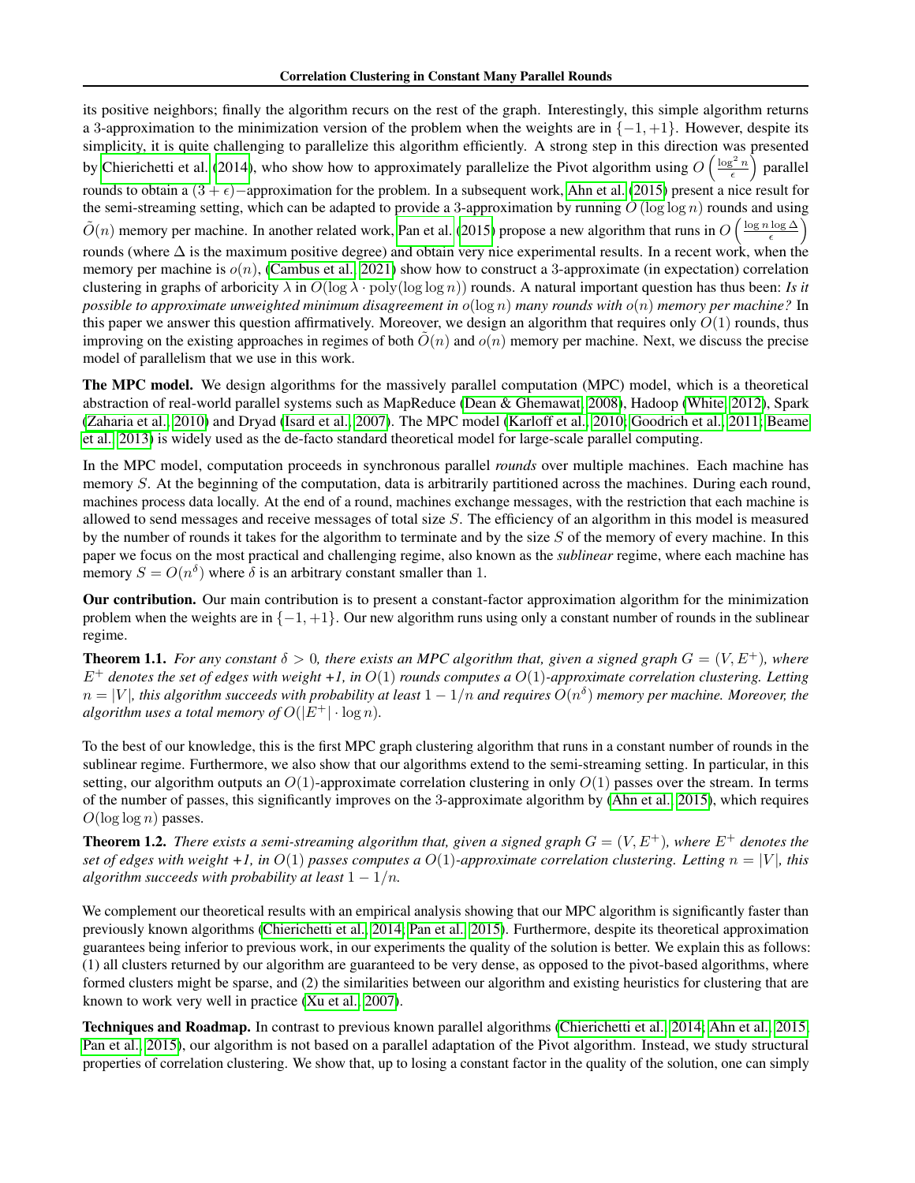its positive neighbors; finally the algorithm recurs on the rest of the graph. Interestingly, this simple algorithm returns a 3-approximation to the minimization version of the problem when the weights are in $\{-1, +1\}$. However, despite its simplicity, it is quite challenging to parallelize this algorithm efficiently. A strong step in this direction was presented by Chierichetti et al. (2014), who show how to approximately parallelize the Pivot algorithm using $O\left(\frac{\log^2 n}{\epsilon}\right)$ parallel rounds to obtain a $(3+\epsilon)-$approximation for the problem. In a subsequent work, Ahn et al. (2015) present a nice result for the semi-streaming setting, which can be adapted to provide a 3-approximation by running $O(\log \log n)$ rounds and using $\tilde{O}(n)$ memory per machine. In another related work, Pan et al. (2015) propose a new algorithm that runs in $O\left(\frac{\log n \log \Delta}{\epsilon}\right)$ rounds (where $\Delta$ is the maximum positive degree) and obtain very nice experimental results. In a recent work, when the memory per machine is $o(n)$, (Cambus et al., 2021) show how to construct a 3-approximate (in expectation) correlation clustering in graphs of arboricity $\lambda$ in $O(\log \lambda \cdot \text{poly}(\log \log n))$ rounds. A natural important question has thus been: *Is it possible to approximate unweighted minimum disagreement in $o(\log n)$ many rounds with $o(n)$ memory per machine?* In this paper we answer this question affirmatively. Moreover, we design an algorithm that requires only $O(1)$ rounds, thus improving on the existing approaches in regimes of both $\tilde{O}(n)$ and $o(n)$ memory per machine. Next, we discuss the precise model of parallelism that we use in this work.

**The MPC model.** We design algorithms for the massively parallel computation (MPC) model, which is a theoretical abstraction of real-world parallel systems such as MapReduce (Dean & Ghemawat, 2008), Hadoop (White, 2012), Spark (Zaharia et al., 2010) and Dryad (Isard et al., 2007). The MPC model (Karloff et al., 2010; Goodrich et al., 2011; Beame et al., 2013) is widely used as the de-facto standard theoretical model for large-scale parallel computing.

In the MPC model, computation proceeds in synchronous parallel *rounds* over multiple machines. Each machine has memory $S$. At the beginning of the computation, data is arbitrarily partitioned across the machines. During each round, machines process data locally. At the end of a round, machines exchange messages, with the restriction that each machine is allowed to send messages and receive messages of total size $S$. The efficiency of an algorithm in this model is measured by the number of rounds it takes for the algorithm to terminate and by the size $S$ of the memory of every machine. In this paper we focus on the most practical and challenging regime, also known as the *sublinear* regime, where each machine has memory $S = O(n^\delta)$ where $\delta$ is an arbitrary constant smaller than 1.

**Our contribution.** Our main contribution is to present a constant-factor approximation algorithm for the minimization problem when the weights are in $\{-1, +1\}$. Our new algorithm runs using only a constant number of rounds in the sublinear regime.

**Theorem 1.1.** *For any constant $\delta > 0$, there exists an MPC algorithm that, given a signed graph $G = (V, E^+)$, where $E^+$ denotes the set of edges with weight +1, in $O(1)$ rounds computes a $O(1)$-approximate correlation clustering. Letting $n = |V|$, this algorithm succeeds with probability at least $1 - 1/n$ and requires $O(n^\delta)$ memory per machine. Moreover, the algorithm uses a total memory of $O(|E^+| \cdot \log n)$.*

To the best of our knowledge, this is the first MPC graph clustering algorithm that runs in a constant number of rounds in the sublinear regime. Furthermore, we also show that our algorithms extend to the semi-streaming setting. In particular, in this setting, our algorithm outputs an $O(1)$-approximate correlation clustering in only $O(1)$ passes over the stream. In terms of the number of passes, this significantly improves on the 3-approximate algorithm by (Ahn et al., 2015), which requires $O(\log \log n)$ passes.

**Theorem 1.2.** *There exists a semi-streaming algorithm that, given a signed graph $G = (V, E^+)$, where $E^+$ denotes the set of edges with weight +1, in $O(1)$ passes computes a $O(1)$-approximate correlation clustering. Letting $n = |V|$, this algorithm succeeds with probability at least $1 - 1/n$.*

We complement our theoretical results with an empirical analysis showing that our MPC algorithm is significantly faster than previously known algorithms (Chierichetti et al., 2014; Pan et al., 2015). Furthermore, despite its theoretical approximation guarantees being inferior to previous work, in our experiments the quality of the solution is better. We explain this as follows: (1) all clusters returned by our algorithm are guaranteed to be very dense, as opposed to the pivot-based algorithms, where formed clusters might be sparse, and (2) the similarities between our algorithm and existing heuristics for clustering that are known to work very well in practice (Xu et al., 2007).

**Techniques and Roadmap.** In contrast to previous known parallel algorithms (Chierichetti et al., 2014; Ahn et al., 2015; Pan et al., 2015), our algorithm is not based on a parallel adaptation of the Pivot algorithm. Instead, we study structural properties of correlation clustering. We show that, up to losing a constant factor in the quality of the solution, one can simply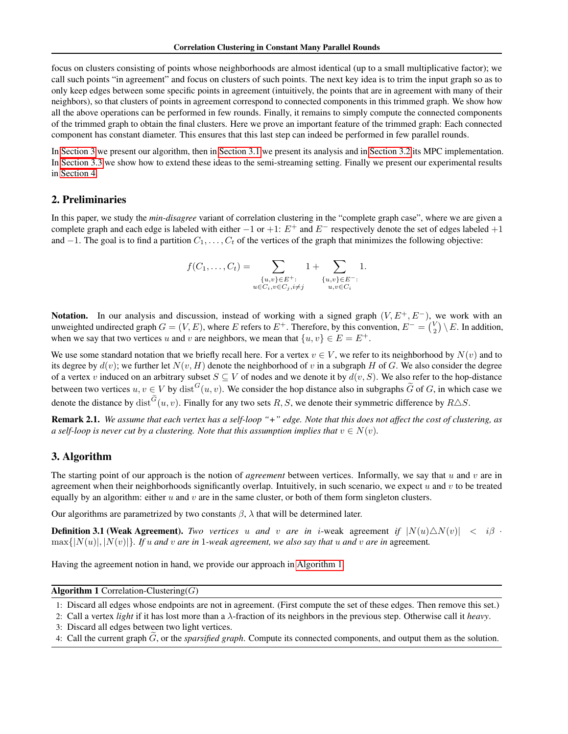focus on clusters consisting of points whose neighborhoods are almost identical (up to a small multiplicative factor); we call such points "in agreement" and focus on clusters of such points. The next key idea is to trim the input graph so as to only keep edges between some specific points in agreement (intuitively, the points that are in agreement with many of their neighbors), so that clusters of points in agreement correspond to connected components in this trimmed graph. We show how all the above operations can be performed in few rounds. Finally, it remains to simply compute the connected components of the trimmed graph to obtain the final clusters. Here we prove an important feature of the trimmed graph: Each connected component has constant diameter. This ensures that this last step can indeed be performed in few parallel rounds.

In Section 3 we present our algorithm, then in Section 3.1 we present its analysis and in Section 3.2 its MPC implementation. In Section 3.3 we show how to extend these ideas to the semi-streaming setting. Finally we present our experimental results in Section 4.

## 2. Preliminaries

In this paper, we study the *min-disagree* variant of correlation clustering in the "complete graph case", where we are given a complete graph and each edge is labeled with either $-1$ or $+1$: $E^+$ and $E^-$ respectively denote the set of edges labeled $+1$ and $-1$. The goal is to find a partition $C_1, \ldots, C_t$ of the vertices of the graph that minimizes the following objective:

$$f(C_1, \ldots, C_t) = \sum_{\substack{\{u,v\} \in E^+: \\ u \in C_i, v \in C_j, i \neq j}} 1 + \sum_{\substack{\{u,v\} \in E^-: \\ u,v \in C_i}} 1.$$

**Notation.** In our analysis and discussion, instead of working with a signed graph $(V, E^+, E^-)$, we work with an unweighted undirected graph $G = (V, E)$, where $E$ refers to $E^+$. Therefore, by this convention, $E^- = \binom{V}{2} \setminus E$. In addition, when we say that two vertices $u$ and $v$ are neighbors, we mean that $\{u, v\} \in E = E^+$.

We use some standard notation that we briefly recall here. For a vertex $v \in V$, we refer to its neighborhood by $N(v)$ and to its degree by $d(v)$; we further let $N(v, H)$ denote the neighborhood of $v$ in a subgraph $H$ of $G$. We also consider the degree of a vertex $v$ induced on an arbitrary subset $S \subseteq V$ of nodes and we denote it by $d(v, S)$. We also refer to the hop-distance between two vertices $u, v \in V$ by $\text{dist}^G(u, v)$. We consider the hop distance also in subgraphs $\widetilde{G}$ of $G$, in which case we denote the distance by $\text{dist}^{\widetilde{G}}(u, v)$. Finally for any two sets $R, S$, we denote their symmetric difference by $R \triangle S$.

**Remark 2.1.** *We assume that each vertex has a self-loop "+" edge. Note that this does not affect the cost of clustering, as a self-loop is never cut by a clustering. Note that this assumption implies that $v \in N(v)$.*

## 3. Algorithm

The starting point of our approach is the notion of *agreement* between vertices. Informally, we say that $u$ and $v$ are in agreement when their neighborhoods significantly overlap. Intuitively, in such scenario, we expect $u$ and $v$ to be treated equally by an algorithm: either $u$ and $v$ are in the same cluster, or both of them form singleton clusters.

Our algorithms are parametrized by two constants $\beta, \lambda$ that will be determined later.

**Definition 3.1 (Weak Agreement).** *Two vertices $u$ and $v$ are in $i$-weak agreement if $|N(u) \triangle N(v)| < i\beta \cdot \max\{|N(u)|, |N(v)|\}$. If $u$ and $v$ are in 1-weak agreement, we also say that $u$ and $v$ are in agreement.*

Having the agreement notion in hand, we provide our approach in Algorithm 1.

**Algorithm 1** Correlation-Clustering($G$)

1: Discard all edges whose endpoints are not in agreement. (First compute the set of these edges. Then remove this set.)
2: Call a vertex *light* if it has lost more than a $\lambda$-fraction of its neighbors in the previous step. Otherwise call it *heavy*.
3: Discard all edges between two light vertices.
4: Call the current graph $\widetilde{G}$, or the *sparsified graph*. Compute its connected components, and output them as the solution.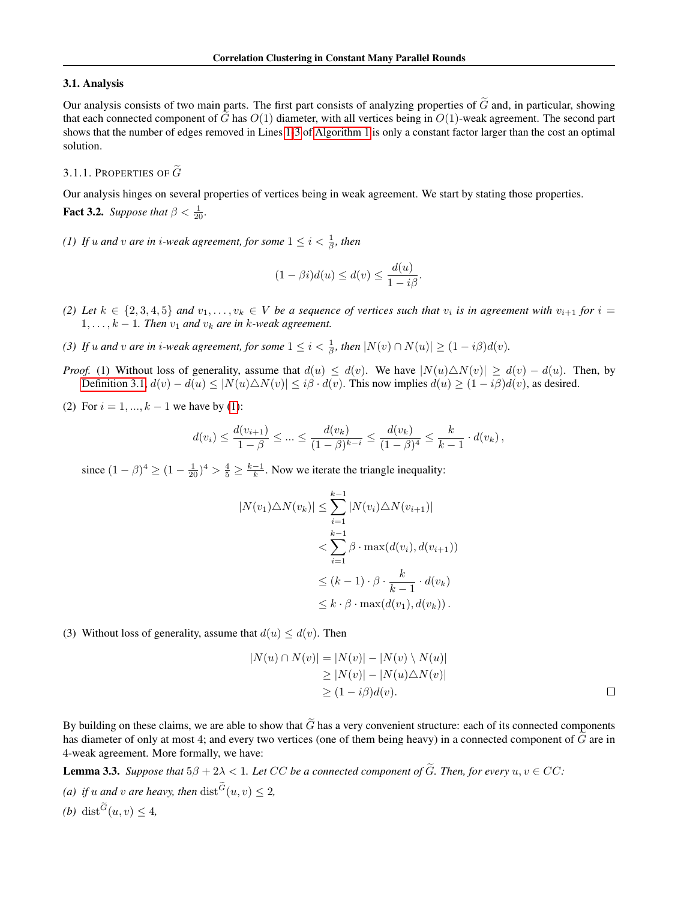### 3.1. Analysis

Our analysis consists of two main parts. The first part consists of analyzing properties of $\widetilde{G}$ and, in particular, showing that each connected component of $\widetilde{G}$ has $O(1)$ diameter, with all vertices being in $O(1)$-weak agreement. The second part shows that the number of edges removed in Lines 1-3 of Algorithm 1 is only a constant factor larger than the cost an optimal solution.

#### 3.1.1. Properties of $\widetilde{G}$

Our analysis hinges on several properties of vertices being in weak agreement. We start by stating those properties.

**Fact 3.2.** *Suppose that $\beta < \frac{1}{20}$.*

*(1) If $u$ and $v$ are in $i$-weak agreement, for some $1 \leq i < \frac{1}{\beta}$, then*

$$(1 - \beta i)d(u) \leq d(v) \leq \frac{d(u)}{1 - i\beta}.$$

*(2) Let $k \in \{2, 3, 4, 5\}$ and $v_1, \ldots, v_k \in V$ be a sequence of vertices such that $v_i$ is in agreement with $v_{i+1}$ for $i = 1, \ldots, k-1$. Then $v_1$ and $v_k$ are in $k$-weak agreement.*

*(3) If $u$ and $v$ are in $i$-weak agreement, for some $1 \leq i < \frac{1}{\beta}$, then $|N(v) \cap N(u)| \geq (1 - i\beta)d(v)$.*

*Proof.* (1) Without loss of generality, assume that $d(u) \leq d(v)$. We have $|N(u) \triangle N(v)| \geq d(v) - d(u)$. Then, by Definition 3.1, $d(v) - d(u) \leq |N(u) \triangle N(v)| \leq i\beta \cdot d(v)$. This now implies $d(u) \geq (1 - i\beta)d(v)$, as desired.

(2) For $i = 1, ..., k-1$ we have by (1):

$$d(v_i) \leq \frac{d(v_{i+1})}{1 - \beta} \leq \ldots \leq \frac{d(v_k)}{(1 - \beta)^{k-i}} \leq \frac{d(v_k)}{(1 - \beta)^4} \leq \frac{k}{k-1} \cdot d(v_k)\,,$$

since $(1 - \beta)^4 \geq (1 - \frac{1}{20})^4 > \frac{4}{5} \geq \frac{k-1}{k}$. Now we iterate the triangle inequality:

$$\begin{aligned}
|N(v_1) \triangle N(v_k)| &\leq \sum_{i=1}^{k-1} |N(v_i) \triangle N(v_{i+1})| \\
&< \sum_{i=1}^{k-1} \beta \cdot \max(d(v_i), d(v_{i+1})) \\
&\leq (k-1) \cdot \beta \cdot \frac{k}{k-1} \cdot d(v_k) \\
&\leq k \cdot \beta \cdot \max(d(v_1), d(v_k))\,.
\end{aligned}$$

(3) Without loss of generality, assume that $d(u) \leq d(v)$. Then

$$\begin{aligned}
|N(u) \cap N(v)| &= |N(v)| - |N(v) \setminus N(u)| \\
&\geq |N(v)| - |N(u) \triangle N(v)| \\
&\geq (1 - i\beta)d(v).
\end{aligned}$$

$\square$

By building on these claims, we are able to show that $\widetilde{G}$ has a very convenient structure: each of its connected components has diameter of only at most 4; and every two vertices (one of them being heavy) in a connected component of $\widetilde{G}$ are in 4-weak agreement. More formally, we have:

**Lemma 3.3.** *Suppose that $5\beta + 2\lambda < 1$. Let $CC$ be a connected component of $\widetilde{G}$. Then, for every $u, v \in CC$:*

*(a) if $u$ and $v$ are heavy, then $\text{dist}^{\widetilde{G}}(u, v) \leq 2$,*

*(b) $\text{dist}^{\widetilde{G}}(u, v) \leq 4$,*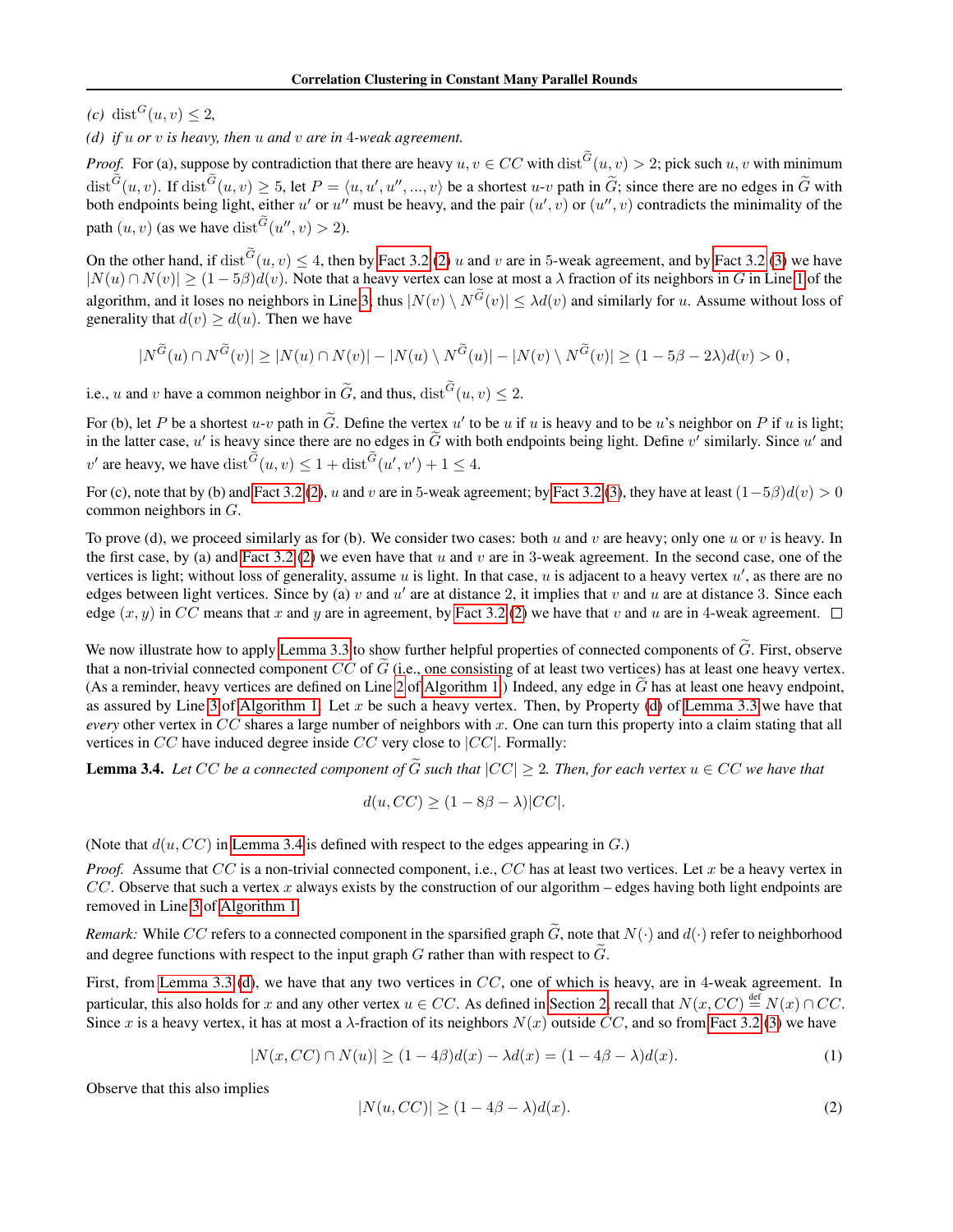*(c)* $\text{dist}^G(u,v) \le 2$,

*(d) if $u$ or $v$ is heavy, then $u$ and $v$ are in 4-weak agreement.*

*Proof.* For (a), suppose by contradiction that there are heavy $u, v \in CC$ with $\text{dist}^{\widetilde{G}}(u,v) > 2$; pick such $u, v$ with minimum $\text{dist}^{\widetilde{G}}(u,v)$. If $\text{dist}^{\widetilde{G}}(u,v) \ge 5$, let $P = \langle u, u', u'', ..., v\rangle$ be a shortest $u$-$v$ path in $\widetilde{G}$; since there are no edges in $\widetilde{G}$ with both endpoints being light, either $u'$ or $u''$ must be heavy, and the pair $(u', v)$ or $(u'', v)$ contradicts the minimality of the path $(u,v)$ (as we have $\text{dist}^{\widetilde{G}}(u'', v) > 2$).

On the other hand, if $\text{dist}^{\widetilde{G}}(u,v) \le 4$, then by Fact 3.2 (2) $u$ and $v$ are in 5-weak agreement, and by Fact 3.2 (3) we have $|N(u) \cap N(v)| \ge (1-5\beta)d(v)$. Note that a heavy vertex can lose at most a $\lambda$ fraction of its neighbors in $G$ in Line 1 of the algorithm, and it loses no neighbors in Line 3; thus $|N(v) \setminus N^{\widetilde{G}}(v)| \le \lambda d(v)$ and similarly for $u$. Assume without loss of generality that $d(v) \ge d(u)$. Then we have

$$|N^{\widetilde{G}}(u) \cap N^{\widetilde{G}}(v)| \ge |N(u) \cap N(v)| - |N(u) \setminus N^{\widetilde{G}}(u)| - |N(v) \setminus N^{\widetilde{G}}(v)| \ge (1 - 5\beta - 2\lambda)d(v) > 0\,,$$

i.e., $u$ and $v$ have a common neighbor in $\widetilde{G}$, and thus, $\text{dist}^{\widetilde{G}}(u,v) \le 2$.

For (b), let $P$ be a shortest $u$-$v$ path in $\widetilde{G}$. Define the vertex $u'$ to be $u$ if $u$ is heavy and to be $u$'s neighbor on $P$ if $u$ is light; in the latter case, $u'$ is heavy since there are no edges in $\widetilde{G}$ with both endpoints being light. Define $v'$ similarly. Since $u'$ and $v'$ are heavy, we have $\text{dist}^{\widetilde{G}}(u,v) \le 1 + \text{dist}^{\widetilde{G}}(u', v') + 1 \le 4$.

For (c), note that by (b) and Fact 3.2 (2), $u$ and $v$ are in 5-weak agreement; by Fact 3.2 (3), they have at least $(1-5\beta)d(v) > 0$ common neighbors in $G$.

To prove (d), we proceed similarly as for (b). We consider two cases: both $u$ and $v$ are heavy; only one $u$ or $v$ is heavy. In the first case, by (a) and Fact 3.2 (2) we even have that $u$ and $v$ are in 3-weak agreement. In the second case, one of the vertices is light; without loss of generality, assume $u$ is light. In that case, $u$ is adjacent to a heavy vertex $u'$, as there are no edges between light vertices. Since by (a) $v$ and $u'$ are at distance 2, it implies that $v$ and $u$ are at distance 3. Since each edge $(x,y)$ in $CC$ means that $x$ and $y$ are in agreement, by Fact 3.2 (2) we have that $v$ and $u$ are in 4-weak agreement. $\square$

We now illustrate how to apply Lemma 3.3 to show further helpful properties of connected components of $\widetilde{G}$. First, observe that a non-trivial connected component $CC$ of $\widetilde{G}$ (i.e., one consisting of at least two vertices) has at least one heavy vertex. (As a reminder, heavy vertices are defined on Line 2 of Algorithm 1.) Indeed, any edge in $\widetilde{G}$ has at least one heavy endpoint, as assured by Line 3 of Algorithm 1. Let $x$ be such a heavy vertex. Then, by Property (d) of Lemma 3.3 we have that *every* other vertex in $CC$ shares a large number of neighbors with $x$. One can turn this property into a claim stating that all vertices in $CC$ have induced degree inside $CC$ very close to $|CC|$. Formally:

**Lemma 3.4.** *Let $CC$ be a connected component of $\widetilde{G}$ such that $|CC| \ge 2$. Then, for each vertex $u \in CC$ we have that*

$$d(u, CC) \ge (1 - 8\beta - \lambda)|CC|.$$

(Note that $d(u, CC)$ in Lemma 3.4 is defined with respect to the edges appearing in $G$.)

*Proof.* Assume that $CC$ is a non-trivial connected component, i.e., $CC$ has at least two vertices. Let $x$ be a heavy vertex in $CC$. Observe that such a vertex $x$ always exists by the construction of our algorithm – edges having both light endpoints are removed in Line 3 of Algorithm 1.

*Remark:* While $CC$ refers to a connected component in the sparsified graph $\widetilde{G}$, note that $N(\cdot)$ and $d(\cdot)$ refer to neighborhood and degree functions with respect to the input graph $G$ rather than with respect to $\widetilde{G}$.

First, from Lemma 3.3 (d), we have that any two vertices in $CC$, one of which is heavy, are in 4-weak agreement. In particular, this also holds for $x$ and any other vertex $u \in CC$. As defined in Section 2, recall that $N(x, CC) \stackrel{\text{def}}{=} N(x) \cap CC$. Since $x$ is a heavy vertex, it has at most a $\lambda$-fraction of its neighbors $N(x)$ outside $CC$, and so from Fact 3.2 (3) we have

$$|N(x, CC) \cap N(u)| \ge (1 - 4\beta)d(x) - \lambda d(x) = (1 - 4\beta - \lambda)d(x). \tag{1}$$

Observe that this also implies

$$|N(u, CC)| \ge (1 - 4\beta - \lambda)d(x). \tag{2}$$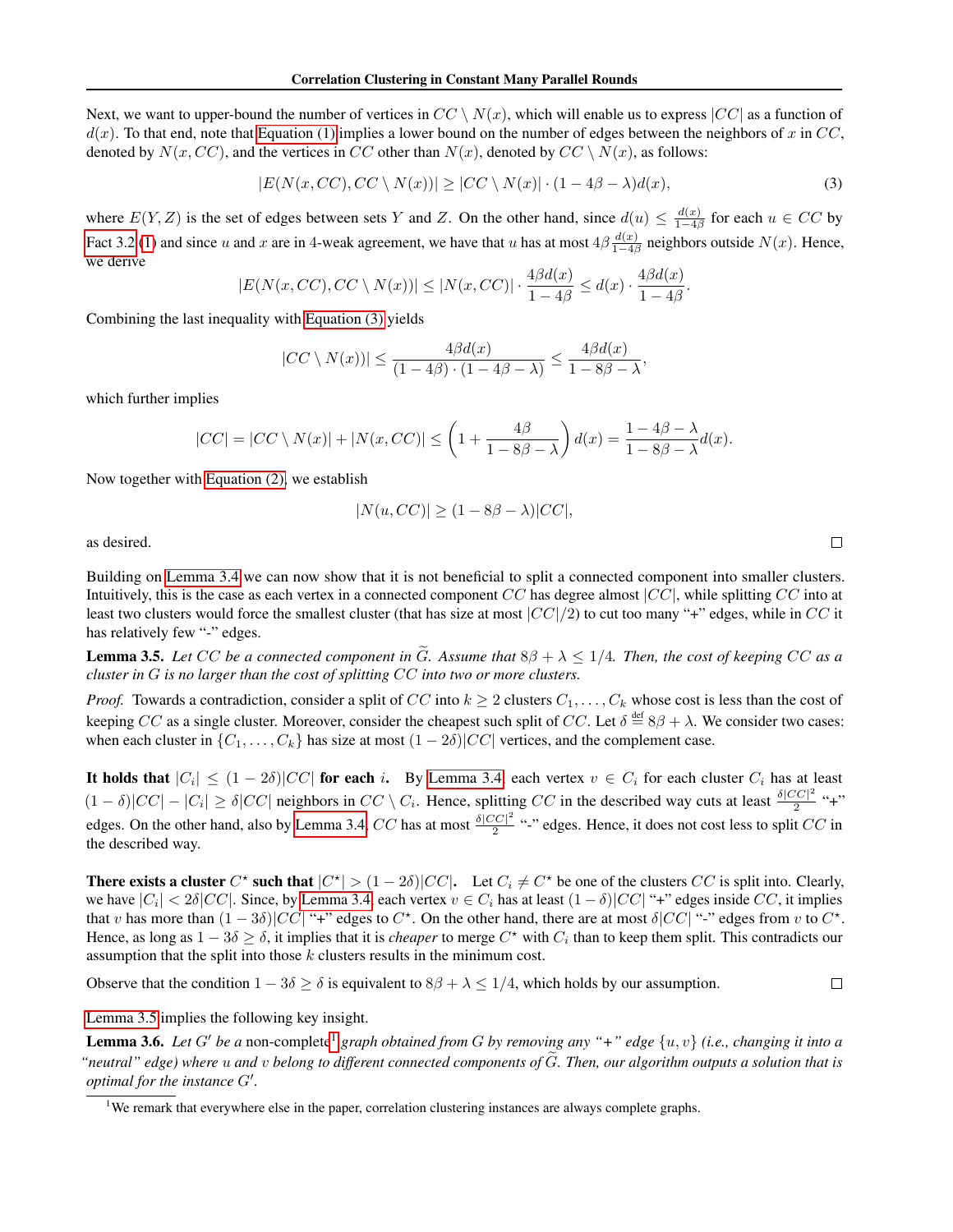Next, we want to upper-bound the number of vertices in $CC \setminus N(x)$, which will enable us to express $|CC|$ as a function of $d(x)$. To that end, note that Equation (1) implies a lower bound on the number of edges between the neighbors of $x$ in $CC$, denoted by $N(x, CC)$, and the vertices in $CC$ other than $N(x)$, denoted by $CC \setminus N(x)$, as follows:

$$|E(N(x, CC), CC \setminus N(x))| \geq |CC \setminus N(x)| \cdot (1 - 4\beta - \lambda) d(x), \tag{3}$$

where $E(Y, Z)$ is the set of edges between sets $Y$ and $Z$. On the other hand, since $d(u) \leq \frac{d(x)}{1-4\beta}$ for each $u \in CC$ by Fact 3.2 (1) and since $u$ and $x$ are in 4-weak agreement, we have that $u$ has at most $4\beta \frac{d(x)}{1-4\beta}$ neighbors outside $N(x)$. Hence, we derive

$$|E(N(x, CC), CC \setminus N(x))| \leq |N(x, CC)| \cdot \frac{4\beta d(x)}{1 - 4\beta} \leq d(x) \cdot \frac{4\beta d(x)}{1 - 4\beta}.$$

Combining the last inequality with Equation (3) yields

$$|CC \setminus N(x))| \leq \frac{4\beta d(x)}{(1 - 4\beta) \cdot (1 - 4\beta - \lambda)} \leq \frac{4\beta d(x)}{1 - 8\beta - \lambda},$$

which further implies

$$|CC| = |CC \setminus N(x)| + |N(x, CC)| \leq \left(1 + \frac{4\beta}{1 - 8\beta - \lambda}\right) d(x) = \frac{1 - 4\beta - \lambda}{1 - 8\beta - \lambda} d(x).$$

Now together with Equation (2), we establish

$$|N(u, CC)| \geq (1 - 8\beta - \lambda)|CC|,$$

as desired. ◻

Building on Lemma 3.4 we can now show that it is not beneficial to split a connected component into smaller clusters. Intuitively, this is the case as each vertex in a connected component $CC$ has degree almost $|CC|$, while splitting $CC$ into at least two clusters would force the smallest cluster (that has size at most $|CC|/2$) to cut too many "+" edges, while in $CC$ it has relatively few "-" edges.

**Lemma 3.5.** *Let $CC$ be a connected component in $\widetilde{G}$. Assume that $8\beta + \lambda \leq 1/4$. Then, the cost of keeping $CC$ as a cluster in $G$ is no larger than the cost of splitting $CC$ into two or more clusters.*

*Proof.* Towards a contradiction, consider a split of $CC$ into $k \geq 2$ clusters $C_1, \ldots, C_k$ whose cost is less than the cost of keeping $CC$ as a single cluster. Moreover, consider the cheapest such split of $CC$. Let $\delta \stackrel{\text{def}}{=} 8\beta + \lambda$. We consider two cases: when each cluster in $\{C_1, \ldots, C_k\}$ has size at most $(1 - 2\delta)|CC|$ vertices, and the complement case.

**It holds that $|C_i| \leq (1 - 2\delta)|CC|$ for each $i$.** By Lemma 3.4, each vertex $v \in C_i$ for each cluster $C_i$ has at least $(1 - \delta)|CC| - |C_i| \geq \delta |CC|$ neighbors in $CC \setminus C_i$. Hence, splitting $CC$ in the described way cuts at least $\frac{\delta |CC|^2}{2}$ "+" edges. On the other hand, also by Lemma 3.4, $CC$ has at most $\frac{\delta |CC|^2}{2}$ "-" edges. Hence, it does not cost less to split $CC$ in the described way.

**There exists a cluster $C^\star$ such that $|C^\star| > (1 - 2\delta)|CC|$.** Let $C_i \neq C^\star$ be one of the clusters $CC$ is split into. Clearly, we have $|C_i| < 2\delta|CC|$. Since, by Lemma 3.4, each vertex $v \in C_i$ has at least $(1 - \delta)|CC|$ "+" edges inside $CC$, it implies that $v$ has more than $(1 - 3\delta)|CC|$ "+" edges to $C^\star$. On the other hand, there are at most $\delta|CC|$ "-" edges from $v$ to $C^\star$. Hence, as long as $1 - 3\delta \geq \delta$, it implies that it is *cheaper* to merge $C^\star$ with $C_i$ than to keep them split. This contradicts our assumption that the split into those $k$ clusters results in the minimum cost.

Observe that the condition $1 - 3\delta \geq \delta$ is equivalent to $8\beta + \lambda \leq 1/4$, which holds by our assumption. ◻

Lemma 3.5 implies the following key insight.

**Lemma 3.6.** *Let $G'$ be a* non-complete[1] *graph obtained from $G$ by removing any "+" edge $\{u, v\}$ (i.e., changing it into a "neutral" edge) where $u$ and $v$ belong to different connected components of $\widetilde{G}$. Then, our algorithm outputs a solution that is optimal for the instance $G'$.*

[1] We remark that everywhere else in the paper, correlation clustering instances are always complete graphs.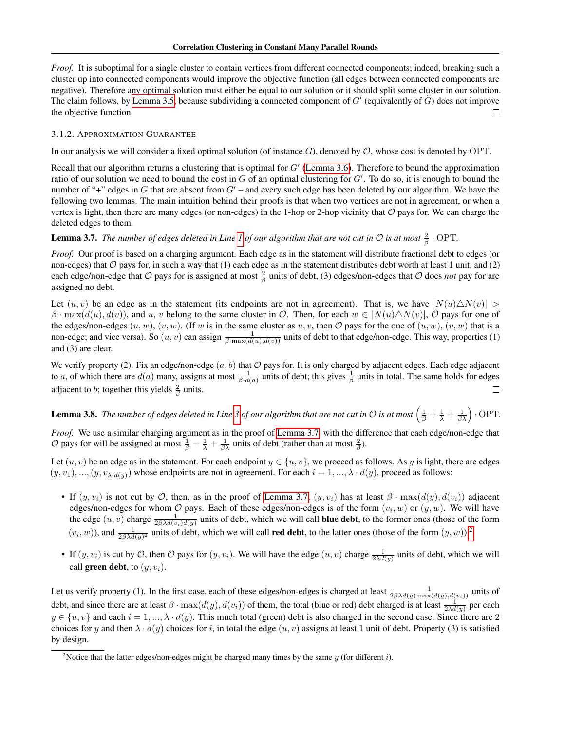*Proof.* It is suboptimal for a single cluster to contain vertices from different connected components; indeed, breaking such a cluster up into connected components would improve the objective function (all edges between connected components are negative). Therefore any optimal solution must either be equal to our solution or it should split some cluster in our solution. The claim follows, by Lemma 3.5, because subdividing a connected component of $G'$ (equivalently of $\widetilde{G}$) does not improve the objective function. □

#### 3.1.2. Approximation Guarantee

In our analysis we will consider a fixed optimal solution (of instance $G$), denoted by $\mathcal{O}$, whose cost is denoted by $\mathrm{OPT}$.

Recall that our algorithm returns a clustering that is optimal for $G'$ (Lemma 3.6). Therefore to bound the approximation ratio of our solution we need to bound the cost in $G$ of an optimal clustering for $G'$. To do so, it is enough to bound the number of "+" edges in $G$ that are absent from $G'$ – and every such edge has been deleted by our algorithm. We have the following two lemmas. The main intuition behind their proofs is that when two vertices are not in agreement, or when a vertex is light, then there are many edges (or non-edges) in the 1-hop or 2-hop vicinity that $\mathcal{O}$ pays for. We can charge the deleted edges to them.

**Lemma 3.7.** *The number of edges deleted in Line 1 of our algorithm that are not cut in $\mathcal{O}$ is at most $\frac{2}{\beta} \cdot \mathrm{OPT}$.*

*Proof.* Our proof is based on a charging argument. Each edge as in the statement will distribute fractional debt to edges (or non-edges) that $\mathcal{O}$ pays for, in such a way that (1) each edge as in the statement distributes debt worth at least 1 unit, and (2) each edge/non-edge that $\mathcal{O}$ pays for is assigned at most $\frac{2}{\beta}$ units of debt, (3) edges/non-edges that $\mathcal{O}$ does *not* pay for are assigned no debt.

Let $(u, v)$ be an edge as in the statement (its endpoints are not in agreement). That is, we have $|N(u) \triangle N(v)| > \beta \cdot \max(d(u), d(v))$, and $u$, $v$ belong to the same cluster in $\mathcal{O}$. Then, for each $w \in |N(u) \triangle N(v)|$, $\mathcal{O}$ pays for one of the edges/non-edges $(u, w)$, $(v, w)$. (If $w$ is in the same cluster as $u, v$, then $\mathcal{O}$ pays for the one of $(u, w)$, $(v, w)$ that is a non-edge; and vice versa). So $(u, v)$ can assign $\frac{1}{\beta \cdot \max(d(u), d(v))}$ units of debt to that edge/non-edge. This way, properties (1) and (3) are clear.

We verify property (2). Fix an edge/non-edge $(a, b)$ that $\mathcal{O}$ pays for. It is only charged by adjacent edges. Each edge adjacent to $a$, of which there are $d(a)$ many, assigns at most $\frac{1}{\beta \cdot d(a)}$ units of debt; this gives $\frac{1}{\beta}$ units in total. The same holds for edges adjacent to $b$; together this yields $\frac{2}{\beta}$ units. □

**Lemma 3.8.** *The number of edges deleted in Line 3 of our algorithm that are not cut in $\mathcal{O}$ is at most $\left(\frac{1}{\beta} + \frac{1}{\lambda} + \frac{1}{\beta\lambda}\right) \cdot \mathrm{OPT}$.*

*Proof.* We use a similar charging argument as in the proof of Lemma 3.7, with the difference that each edge/non-edge that $\mathcal{O}$ pays for will be assigned at most $\frac{1}{\beta} + \frac{1}{\lambda} + \frac{1}{\beta\lambda}$ units of debt (rather than at most $\frac{2}{\beta}$).

Let $(u, v)$ be an edge as in the statement. For each endpoint $y \in \{u, v\}$, we proceed as follows. As $y$ is light, there are edges $(y, v_1), ..., (y, v_{\lambda \cdot d(y)})$ whose endpoints are not in agreement. For each $i = 1, ..., \lambda \cdot d(y)$, proceed as follows:

- If $(y, v_i)$ is not cut by $\mathcal{O}$, then, as in the proof of Lemma 3.7, $(y, v_i)$ has at least $\beta \cdot \max(d(y), d(v_i))$ adjacent edges/non-edges for whom $\mathcal{O}$ pays. Each of these edges/non-edges is of the form $(v_i, w)$ or $(y, w)$. We will have the edge $(u, v)$ charge $\frac{1}{2\beta\lambda d(v_i) d(y)}$ units of debts, which we will call **blue debt**, to the former ones (those of the form $(v_i, w)$), and $\frac{1}{2\beta\lambda d(y)^2}$ units of debt, which we will call **red debt**, to the latter ones (those of the form $(y, w)$).[2]
- If $(y, v_i)$ is cut by $\mathcal{O}$, then $\mathcal{O}$ pays for $(y, v_i)$. We will have the edge $(u, v)$ charge $\frac{1}{2\lambda d(y)}$ units of debt, which we will call **green debt**, to $(y, v_i)$.

Let us verify property (1). In the first case, each of these edges/non-edges is charged at least $\frac{1}{2\beta\lambda d(y) \max(d(y), d(v_i))}$ units of debt, and since there are at least $\beta \cdot \max(d(y), d(v_i))$ of them, the total (blue or red) debt charged is at least $\frac{1}{2\lambda d(y)}$ per each $y \in \{u, v\}$ and each $i = 1, ..., \lambda \cdot d(y)$. This much total (green) debt is also charged in the second case. Since there are 2 choices for $y$ and then $\lambda \cdot d(y)$ choices for $i$, in total the edge $(u, v)$ assigns at least 1 unit of debt. Property (3) is satisfied by design.

---

[2] Notice that the latter edges/non-edges might be charged many times by the same $y$ (for different $i$).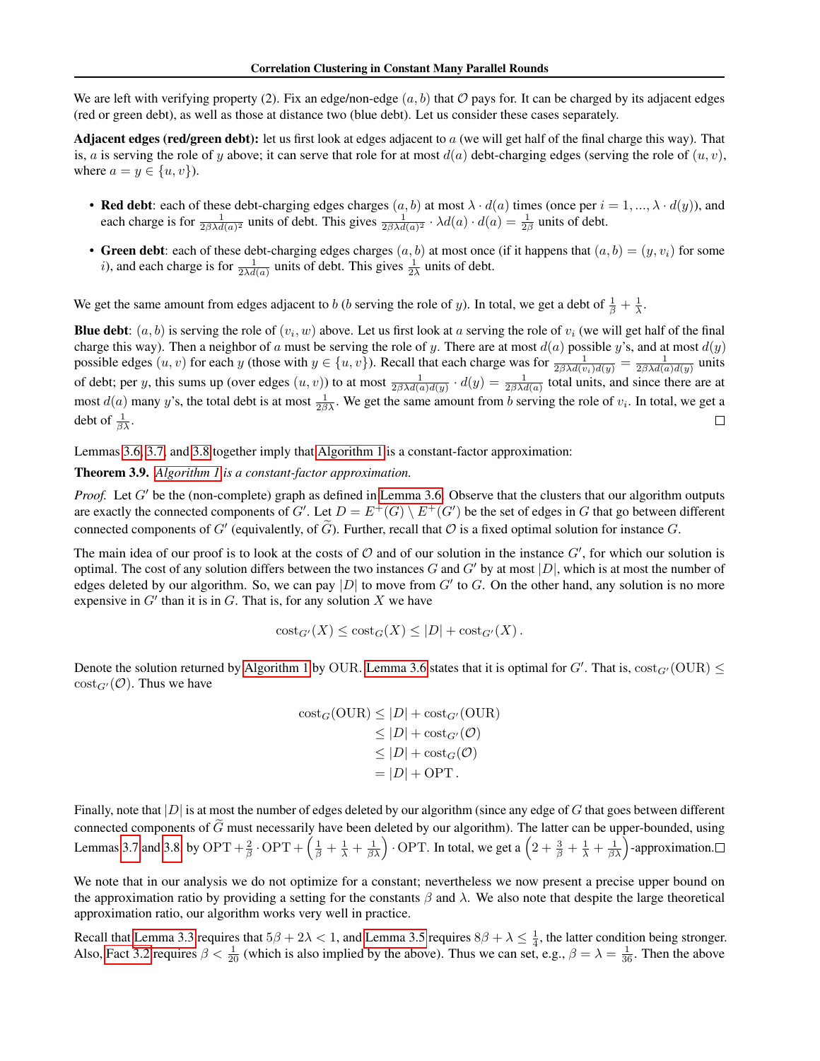We are left with verifying property (2). Fix an edge/non-edge $(a, b)$ that $\mathcal{O}$ pays for. It can be charged by its adjacent edges (red or green debt), as well as those at distance two (blue debt). Let us consider these cases separately.

**Adjacent edges (red/green debt):** let us first look at edges adjacent to $a$ (we will get half of the final charge this way). That is, $a$ is serving the role of $y$ above; it can serve that role for at most $d(a)$ debt-charging edges (serving the role of $(u, v)$, where $a = y \in \{u, v\}$).

- **Red debt**: each of these debt-charging edges charges $(a, b)$ at most $\lambda \cdot d(a)$ times (once per $i = 1, ..., \lambda \cdot d(y)$), and each charge is for $\frac{1}{2\beta\lambda d(a)^2}$ units of debt. This gives $\frac{1}{2\beta\lambda d(a)^2} \cdot \lambda d(a) \cdot d(a) = \frac{1}{2\beta}$ units of debt.
- **Green debt**: each of these debt-charging edges charges $(a, b)$ at most once (if it happens that $(a, b) = (y, v_i)$ for some $i$), and each charge is for $\frac{1}{2\lambda d(a)}$ units of debt. This gives $\frac{1}{2\lambda}$ units of debt.

We get the same amount from edges adjacent to $b$ ($b$ serving the role of $y$). In total, we get a debt of $\frac{1}{\beta} + \frac{1}{\lambda}$.

**Blue debt**: $(a, b)$ is serving the role of $(v_i, w)$ above. Let us first look at $a$ serving the role of $v_i$ (we will get half of the final charge this way). Then a neighbor of $a$ must be serving the role of $y$. There are at most $d(a)$ possible $y$'s, and at most $d(y)$ possible edges $(u, v)$ for each $y$ (those with $y \in \{u, v\}$). Recall that each charge was for $\frac{1}{2\beta\lambda d(v_i)d(y)} = \frac{1}{2\beta\lambda d(a)d(y)}$ units of debt; per $y$, this sums up (over edges $(u, v)$) to at most $\frac{1}{2\beta\lambda d(a)d(y)} \cdot d(y) = \frac{1}{2\beta\lambda d(a)}$ total units, and since there are at most $d(a)$ many $y$'s, the total debt is at most $\frac{1}{2\beta\lambda}$. We get the same amount from $b$ serving the role of $v_i$. In total, we get a debt of $\frac{1}{\beta\lambda}$. ☐

Lemmas 3.6, 3.7, and 3.8 together imply that Algorithm 1 is a constant-factor approximation:

**Theorem 3.9.** *Algorithm 1 is a constant-factor approximation.*

*Proof.* Let $G'$ be the (non-complete) graph as defined in Lemma 3.6. Observe that the clusters that our algorithm outputs are exactly the connected components of $G'$. Let $D = E^+(G) \setminus E^+(G')$ be the set of edges in $G$ that go between different connected components of $G'$ (equivalently, of $\widetilde{G}$). Further, recall that $\mathcal{O}$ is a fixed optimal solution for instance $G$.

The main idea of our proof is to look at the costs of $\mathcal{O}$ and of our solution in the instance $G'$, for which our solution is optimal. The cost of any solution differs between the two instances $G$ and $G'$ by at most $|D|$, which is at most the number of edges deleted by our algorithm. So, we can pay $|D|$ to move from $G'$ to $G$. On the other hand, any solution is no more expensive in $G'$ than it is in $G$. That is, for any solution $X$ we have

$$\text{cost}_{G'}(X) \leq \text{cost}_G(X) \leq |D| + \text{cost}_{G'}(X) .$$

Denote the solution returned by Algorithm 1 by OUR. Lemma 3.6 states that it is optimal for $G'$. That is, $\text{cost}_{G'}(\text{OUR}) \leq \text{cost}_{G'}(\mathcal{O})$. Thus we have

$$\begin{aligned}
\text{cost}_G(\text{OUR}) &\leq |D| + \text{cost}_{G'}(\text{OUR}) \\
&\leq |D| + \text{cost}_{G'}(\mathcal{O}) \\
&\leq |D| + \text{cost}_G(\mathcal{O}) \\
&= |D| + \text{OPT} .
\end{aligned}$$

Finally, note that $|D|$ is at most the number of edges deleted by our algorithm (since any edge of $G$ that goes between different connected components of $\widetilde{G}$ must necessarily have been deleted by our algorithm). The latter can be upper-bounded, using Lemmas 3.7 and 3.8, by $\text{OPT} + \frac{2}{\beta} \cdot \text{OPT} + \left(\frac{1}{\beta} + \frac{1}{\lambda} + \frac{1}{\beta\lambda}\right) \cdot \text{OPT}$. In total, we get a $\left(2 + \frac{3}{\beta} + \frac{1}{\lambda} + \frac{1}{\beta\lambda}\right)$-approximation. ☐

We note that in our analysis we do not optimize for a constant; nevertheless we now present a precise upper bound on the approximation ratio by providing a setting for the constants $\beta$ and $\lambda$. We also note that despite the large theoretical approximation ratio, our algorithm works very well in practice.

Recall that Lemma 3.3 requires that $5\beta + 2\lambda < 1$, and Lemma 3.5 requires $8\beta + \lambda \leq \frac{1}{4}$, the latter condition being stronger. Also, Fact 3.2 requires $\beta < \frac{1}{20}$ (which is also implied by the above). Thus we can set, e.g., $\beta = \lambda = \frac{1}{36}$. Then the above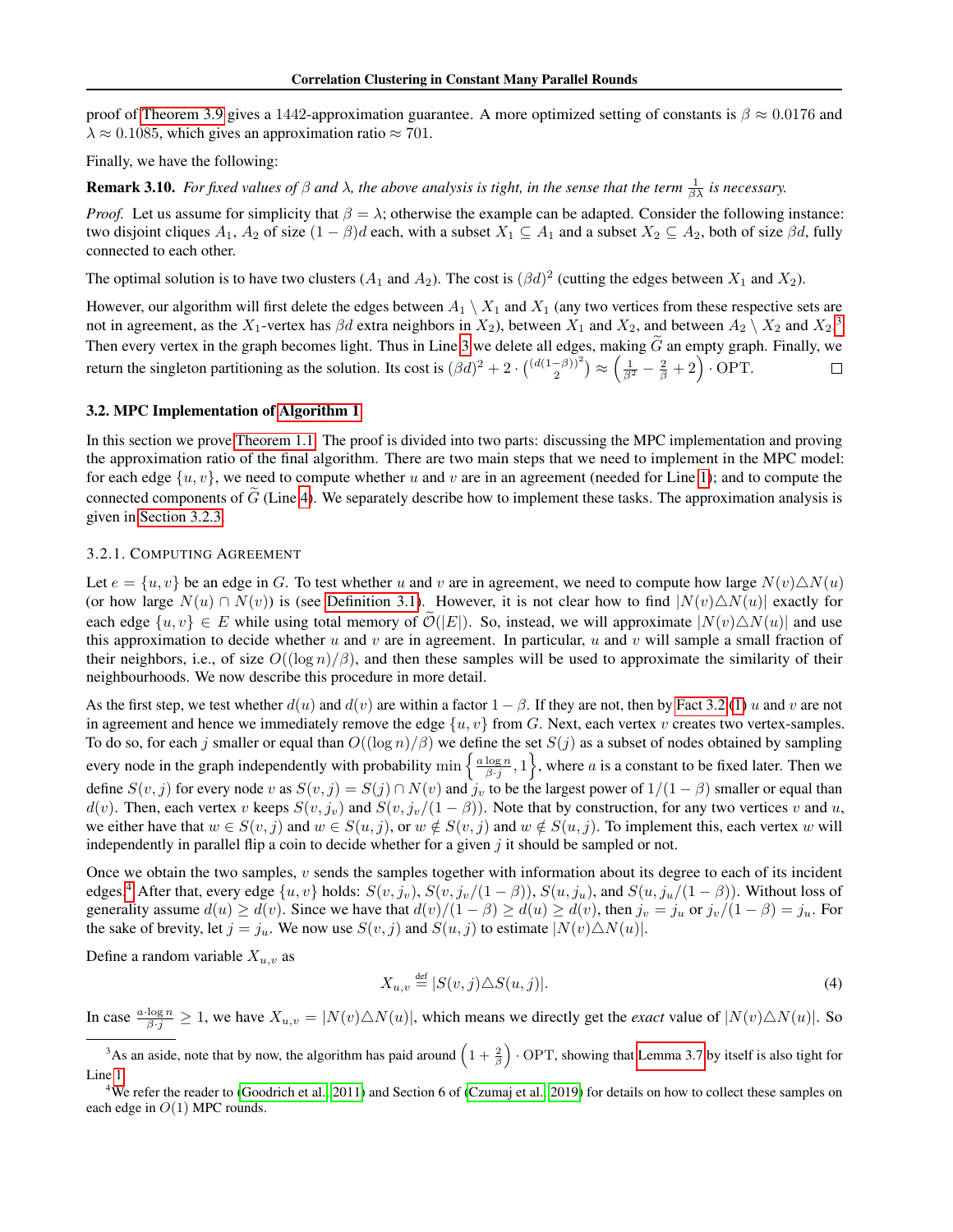proof of Theorem 3.9 gives a 1442-approximation guarantee. A more optimized setting of constants is $\beta \approx 0.0176$ and $\lambda \approx 0.1085$, which gives an approximation ratio $\approx 701$.

Finally, we have the following:

**Remark 3.10.** *For fixed values of $\beta$ and $\lambda$, the above analysis is tight, in the sense that the term $\frac{1}{\beta\lambda}$ is necessary.*

*Proof.* Let us assume for simplicity that $\beta = \lambda$; otherwise the example can be adapted. Consider the following instance: two disjoint cliques $A_1$, $A_2$ of size $(1-\beta)d$ each, with a subset $X_1 \subseteq A_1$ and a subset $X_2 \subseteq A_2$, both of size $\beta d$, fully connected to each other.

The optimal solution is to have two clusters ($A_1$ and $A_2$). The cost is $(\beta d)^2$ (cutting the edges between $X_1$ and $X_2$).

However, our algorithm will first delete the edges between $A_1 \setminus X_1$ and $X_1$ (any two vertices from these respective sets are not in agreement, as the $X_1$-vertex has $\beta d$ extra neighbors in $X_2$), between $X_1$ and $X_2$, and between $A_2 \setminus X_2$ and $X_2$.[3] Then every vertex in the graph becomes light. Thus in Line 3 we delete all edges, making $\widetilde{G}$ an empty graph. Finally, we return the singleton partitioning as the solution. Its cost is $(\beta d)^2 + 2 \cdot \binom{(d(1-\beta))^2}{2} \approx \left(\frac{1}{\beta^2} - \frac{2}{\beta} + 2\right) \cdot \mathrm{OPT}$. $\square$

### 3.2. MPC Implementation of Algorithm 1

In this section we prove Theorem 1.1. The proof is divided into two parts: discussing the MPC implementation and proving the approximation ratio of the final algorithm. There are two main steps that we need to implement in the MPC model: for each edge $\{u, v\}$, we need to compute whether $u$ and $v$ are in an agreement (needed for Line 1); and to compute the connected components of $\widetilde{G}$ (Line 4). We separately describe how to implement these tasks. The approximation analysis is given in Section 3.2.3.

#### 3.2.1. Computing Agreement

Let $e = \{u, v\}$ be an edge in $G$. To test whether $u$ and $v$ are in agreement, we need to compute how large $N(v) \triangle N(u)$ (or how large $N(u) \cap N(v)$) is (see Definition 3.1). However, it is not clear how to find $|N(v) \triangle N(u)|$ exactly for each edge $\{u, v\} \in E$ while using total memory of $\widetilde{\mathcal{O}}(|E|)$. So, instead, we will approximate $|N(v) \triangle N(u)|$ and use this approximation to decide whether $u$ and $v$ are in agreement. In particular, $u$ and $v$ will sample a small fraction of their neighbors, i.e., of size $O((\log n)/\beta)$, and then these samples will be used to approximate the similarity of their neighbourhoods. We now describe this procedure in more detail.

As the first step, we test whether $d(u)$ and $d(v)$ are within a factor $1 - \beta$. If they are not, then by Fact 3.2 (1) $u$ and $v$ are not in agreement and hence we immediately remove the edge $\{u, v\}$ from $G$. Next, each vertex $v$ creates two vertex-samples. To do so, for each $j$ smaller or equal than $O((\log n)/\beta)$ we define the set $S(j)$ as a subset of nodes obtained by sampling every node in the graph independently with probability $\min\left\{\frac{a \log n}{\beta \cdot j}, 1\right\}$, where $a$ is a constant to be fixed later. Then we define $S(v, j)$ for every node $v$ as $S(v, j) = S(j) \cap N(v)$ and $j_v$ to be the largest power of $1/(1-\beta)$ smaller or equal than $d(v)$. Then, each vertex $v$ keeps $S(v, j_v)$ and $S(v, j_v/(1-\beta))$. Note that by construction, for any two vertices $v$ and $u$, we either have that $w \in S(v, j)$ and $w \in S(u, j)$, or $w \notin S(v, j)$ and $w \notin S(u, j)$. To implement this, each vertex $w$ will independently in parallel flip a coin to decide whether for a given $j$ it should be sampled or not.

Once we obtain the two samples, $v$ sends the samples together with information about its degree to each of its incident edges.[4] After that, every edge $\{u, v\}$ holds: $S(v, j_v)$, $S(v, j_v/(1-\beta))$, $S(u, j_u)$, and $S(u, j_u/(1-\beta))$. Without loss of generality assume $d(u) \geq d(v)$. Since we have that $d(v)/(1-\beta) \geq d(u) \geq d(v)$, then $j_v = j_u$ or $j_v/(1-\beta) = j_u$. For the sake of brevity, let $j = j_u$. We now use $S(v, j)$ and $S(u, j)$ to estimate $|N(v) \triangle N(u)|$.

Define a random variable $X_{u,v}$ as

$$X_{u,v} \stackrel{\text{def}}{=} |S(v, j) \triangle S(u, j)|. \tag{4}$$

In case $\frac{a \cdot \log n}{\beta \cdot j} \geq 1$, we have $X_{u,v} = |N(v) \triangle N(u)|$, which means we directly get the *exact* value of $|N(v) \triangle N(u)|$. So

[3] As an aside, note that by now, the algorithm has paid around $\left(1 + \frac{2}{\beta}\right) \cdot \mathrm{OPT}$, showing that Lemma 3.7 by itself is also tight for Line 1.

[4] We refer the reader to (Goodrich et al., 2011) and Section 6 of (Czumaj et al., 2019) for details on how to collect these samples on each edge in $O(1)$ MPC rounds.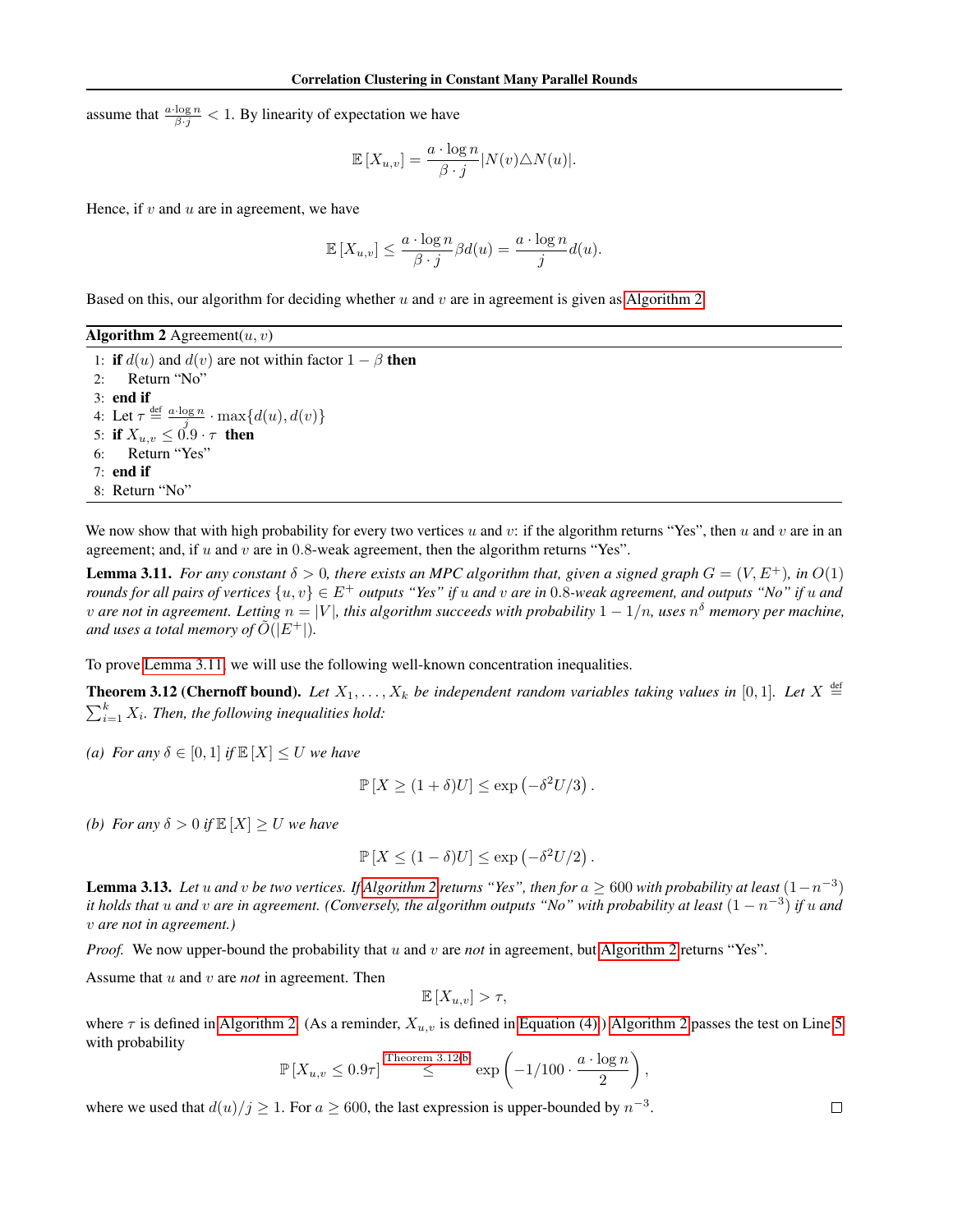assume that $\frac{a \cdot \log n}{\beta \cdot j} < 1$. By linearity of expectation we have

$$\mathbb{E}\left[X_{u,v}\right] = \frac{a \cdot \log n}{\beta \cdot j} |N(v) \triangle N(u)|.$$

Hence, if $v$ and $u$ are in agreement, we have

$$\mathbb{E}\left[X_{u,v}\right] \leq \frac{a \cdot \log n}{\beta \cdot j} \beta d(u) = \frac{a \cdot \log n}{j} d(u).$$

Based on this, our algorithm for deciding whether $u$ and $v$ are in agreement is given as Algorithm 2.

**Algorithm 2** Agreement$(u, v)$

```
1: if d(u) and d(v) are not within factor 1 − β then
2:     Return "No"
3: end if
4: Let τ ≝ (a·log n / j) · max{d(u), d(v)}
5: if X_{u,v} ≤ 0.9 · τ then
6:     Return "Yes"
7: end if
8: Return "No"
```

We now show that with high probability for every two vertices $u$ and $v$: if the algorithm returns "Yes", then $u$ and $v$ are in an agreement; and, if $u$ and $v$ are in 0.8-weak agreement, then the algorithm returns "Yes".

**Lemma 3.11.** *For any constant $\delta > 0$, there exists an MPC algorithm that, given a signed graph $G = (V, E^+)$, in $O(1)$ rounds for all pairs of vertices $\{u, v\} \in E^+$ outputs "Yes" if $u$ and $v$ are in 0.8-weak agreement, and outputs "No" if $u$ and $v$ are not in agreement. Letting $n = |V|$, this algorithm succeeds with probability $1 - 1/n$, uses $n^\delta$ memory per machine, and uses a total memory of $\tilde{O}(|E^+|)$.*

To prove Lemma 3.11, we will use the following well-known concentration inequalities.

**Theorem 3.12 (Chernoff bound).** *Let $X_1, \ldots, X_k$ be independent random variables taking values in $[0, 1]$. Let $X \stackrel{\text{def}}{=} \sum_{i=1}^{k} X_i$. Then, the following inequalities hold:*

*(a) For any $\delta \in [0, 1]$ if $\mathbb{E}[X] \leq U$ we have*

$$\mathbb{P}\left[X \geq (1+\delta)U\right] \leq \exp\left(-\delta^2 U/3\right).$$

*(b) For any $\delta > 0$ if $\mathbb{E}[X] \geq U$ we have*

$$\mathbb{P}\left[X \leq (1-\delta)U\right] \leq \exp\left(-\delta^2 U/2\right).$$

**Lemma 3.13.** *Let $u$ and $v$ be two vertices. If Algorithm 2 returns "Yes", then for $a \geq 600$ with probability at least $(1 - n^{-3})$ it holds that $u$ and $v$ are in agreement. (Conversely, the algorithm outputs "No" with probability at least $(1 - n^{-3})$ if $u$ and $v$ are not in agreement.)*

*Proof.* We now upper-bound the probability that $u$ and $v$ are *not* in agreement, but Algorithm 2 returns "Yes".

Assume that $u$ and $v$ are *not* in agreement. Then

$$\mathbb{E}\left[X_{u,v}\right] > \tau,$$

where $\tau$ is defined in Algorithm 2. (As a reminder, $X_{u,v}$ is defined in Equation (4).) Algorithm 2 passes the test on Line 5 with probability

$$\mathbb{P}\left[X_{u,v} \leq 0.9\tau\right] \overset{\text{Theorem 3.12(b)}}{\leq} \exp\left(-1/100 \cdot \frac{a \cdot \log n}{2}\right),$$

where we used that $d(u)/j \geq 1$. For $a \geq 600$, the last expression is upper-bounded by $n^{-3}$. $\square$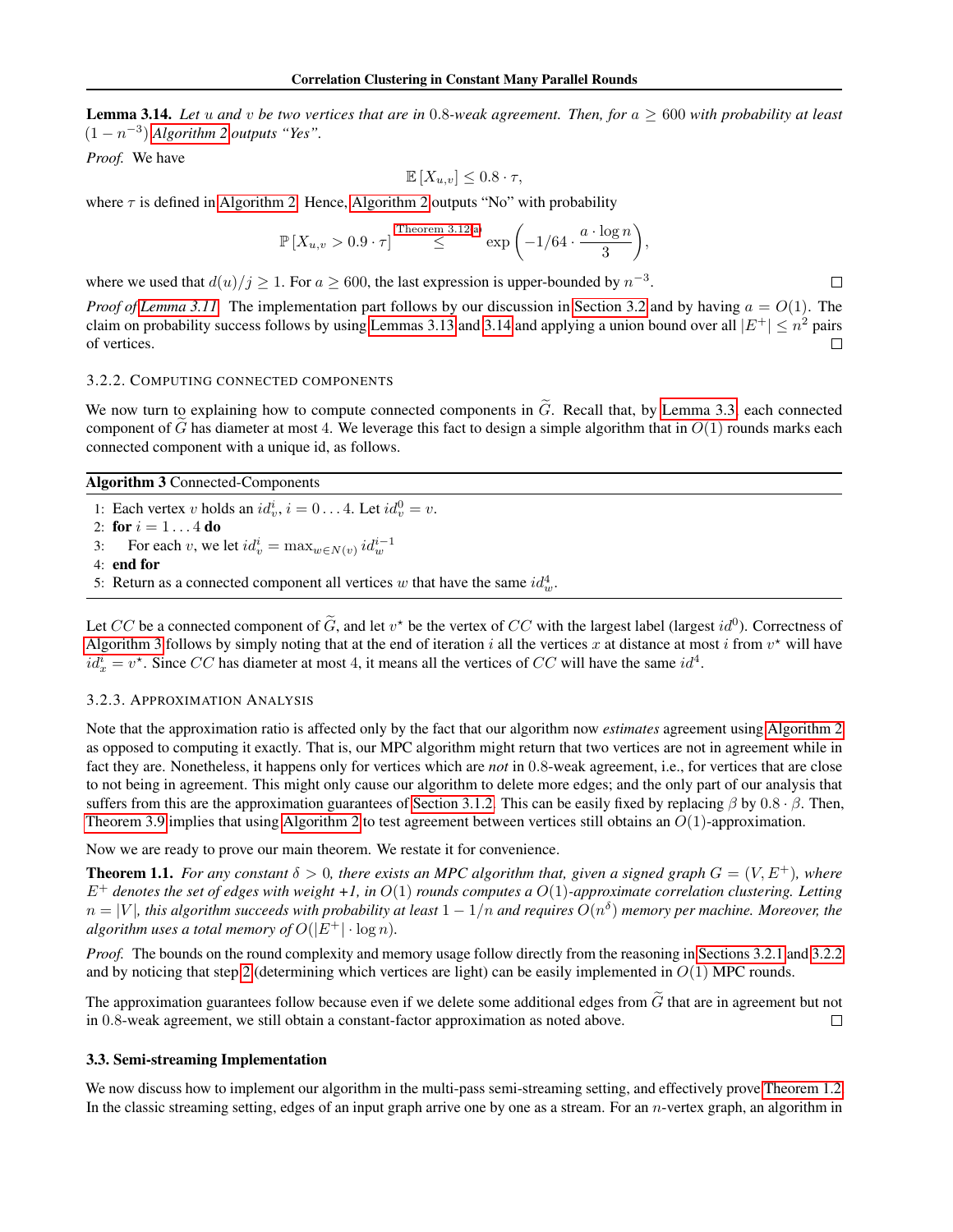**Lemma 3.14.** *Let $u$ and $v$ be two vertices that are in 0.8-weak agreement. Then, for $a \geq 600$ with probability at least $(1 - n^{-3})$ Algorithm 2 outputs "Yes".*

*Proof.* We have

$$\mathbb{E}\left[X_{u,v}\right] \leq 0.8 \cdot \tau,$$

where $\tau$ is defined in Algorithm 2. Hence, Algorithm 2 outputs "No" with probability

$$\mathbb{P}\left[X_{u,v} > 0.9 \cdot \tau\right] \overset{\text{Theorem 3.12(a)}}{\leq} \exp\left(-1/64 \cdot \frac{a \cdot \log n}{3}\right),$$

where we used that $d(u)/j \geq 1$. For $a \geq 600$, the last expression is upper-bounded by $n^{-3}$. □

*Proof of Lemma 3.11.* The implementation part follows by our discussion in Section 3.2 and by having $a = O(1)$. The claim on probability success follows by using Lemmas 3.13 and 3.14 and applying a union bound over all $|E^+| \leq n^2$ pairs of vertices. □

### 3.2.2. Computing Connected Components

We now turn to explaining how to compute connected components in $\widetilde{G}$. Recall that, by Lemma 3.3, each connected component of $\widetilde{G}$ has diameter at most 4. We leverage this fact to design a simple algorithm that in $O(1)$ rounds marks each connected component with a unique id, as follows.

**Algorithm 3** Connected-Components

1: Each vertex $v$ holds an $id_v^i$, $i = 0 \dots 4$. Let $id_v^0 = v$.
2: **for** $i = 1 \dots 4$ **do**
3: For each $v$, we let $id_v^i = \max_{w \in N(v)} id_w^{i-1}$
4: **end for**
5: Return as a connected component all vertices $w$ that have the same $id_w^4$.

Let $CC$ be a connected component of $\widetilde{G}$, and let $v^\star$ be the vertex of $CC$ with the largest label (largest $id^0$). Correctness of Algorithm 3 follows by simply noting that at the end of iteration $i$ all the vertices $x$ at distance at most $i$ from $v^\star$ will have $id_x^i = v^\star$. Since $CC$ has diameter at most 4, it means all the vertices of $CC$ will have the same $id^4$.

### 3.2.3. Approximation Analysis

Note that the approximation ratio is affected only by the fact that our algorithm now *estimates* agreement using Algorithm 2 as opposed to computing it exactly. That is, our MPC algorithm might return that two vertices are not in agreement while in fact they are. Nonetheless, it happens only for vertices which are *not* in 0.8-weak agreement, i.e., for vertices that are close to not being in agreement. This might only cause our algorithm to delete more edges; and the only part of our analysis that suffers from this are the approximation guarantees of Section 3.1.2. This can be easily fixed by replacing $\beta$ by $0.8 \cdot \beta$. Then, Theorem 3.9 implies that using Algorithm 2 to test agreement between vertices still obtains an $O(1)$-approximation.

Now we are ready to prove our main theorem. We restate it for convenience.

**Theorem 1.1.** *For any constant $\delta > 0$, there exists an MPC algorithm that, given a signed graph $G = (V, E^+)$, where $E^+$ denotes the set of edges with weight +1, in $O(1)$ rounds computes a $O(1)$-approximate correlation clustering. Letting $n = |V|$, this algorithm succeeds with probability at least $1 - 1/n$ and requires $O(n^\delta)$ memory per machine. Moreover, the algorithm uses a total memory of $O(|E^+| \cdot \log n)$.*

*Proof.* The bounds on the round complexity and memory usage follow directly from the reasoning in Sections 3.2.1 and 3.2.2 and by noticing that step 2 (determining which vertices are light) can be easily implemented in $O(1)$ MPC rounds.

The approximation guarantees follow because even if we delete some additional edges from $\widetilde{G}$ that are in agreement but not in 0.8-weak agreement, we still obtain a constant-factor approximation as noted above. □

## 3.3. Semi-streaming Implementation

We now discuss how to implement our algorithm in the multi-pass semi-streaming setting, and effectively prove Theorem 1.2. In the classic streaming setting, edges of an input graph arrive one by one as a stream. For an $n$-vertex graph, an algorithm in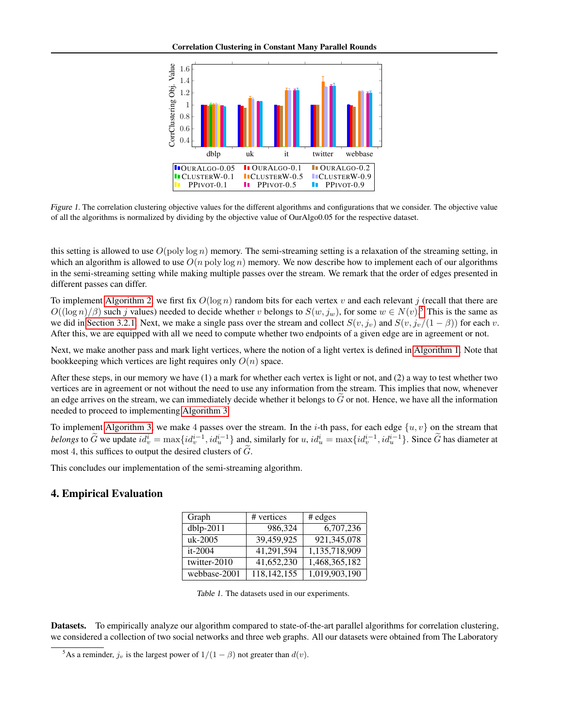Figure 1. The correlation clustering objective values for the different algorithms and configurations that we consider. The objective value of all the algorithms is normalized by dividing by the objective value of OurAlgo0.05 for the respective dataset.

this setting is allowed to use $O(\text{poly} \log n)$ memory. The semi-streaming setting is a relaxation of the streaming setting, in which an algorithm is allowed to use $O(n \text{ poly} \log n)$ memory. We now describe how to implement each of our algorithms in the semi-streaming setting while making multiple passes over the stream. We remark that the order of edges presented in different passes can differ.

To implement Algorithm 2, we first fix $O(\log n)$ random bits for each vertex $v$ and each relevant $j$ (recall that there are $O((\log n)/\beta)$ such $j$ values) needed to decide whether $v$ belongs to $S(w, j_w)$, for some $w \in N(v)$.[5] This is the same as we did in Section 3.2.1. Next, we make a single pass over the stream and collect $S(v, j_v)$ and $S(v, j_v/(1-\beta))$ for each $v$. After this, we are equipped with all we need to compute whether two endpoints of a given edge are in agreement or not.

Next, we make another pass and mark light vertices, where the notion of a light vertex is defined in Algorithm 1. Note that bookkeeping which vertices are light requires only $O(n)$ space.

After these steps, in our memory we have (1) a mark for whether each vertex is light or not, and (2) a way to test whether two vertices are in agreement or not without the need to use any information from the stream. This implies that now, whenever an edge arrives on the stream, we can immediately decide whether it belongs to $\widetilde{G}$ or not. Hence, we have all the information needed to proceed to implementing Algorithm 3.

To implement Algorithm 3, we make 4 passes over the stream. In the $i$-th pass, for each edge $\{u, v\}$ on the stream that *belongs* to $\widetilde{G}$ we update $id_v^i = \max\{id_v^{i-1}, id_u^{i-1}\}$ and, similarly for $u$, $id_u^i = \max\{id_v^{i-1}, id_u^{i-1}\}$. Since $\widetilde{G}$ has diameter at most 4, this suffices to output the desired clusters of $\widetilde{G}$.

This concludes our implementation of the semi-streaming algorithm.

## 4. Empirical Evaluation

| Graph | # vertices | # edges |
|---|---|---|
| dblp-2011 | 986,324 | 6,707,236 |
| uk-2005 | 39,459,925 | 921,345,078 |
| it-2004 | 41,291,594 | 1,135,718,909 |
| twitter-2010 | 41,652,230 | 1,468,365,182 |
| webbase-2001 | 118,142,155 | 1,019,903,190 |

Table 1. The datasets used in our experiments.

**Datasets.** To empirically analyze our algorithm compared to state-of-the-art parallel algorithms for correlation clustering, we considered a collection of two social networks and three web graphs. All our datasets were obtained from The Laboratory

[5] As a reminder, $j_v$ is the largest power of $1/(1-\beta)$ not greater than $d(v)$.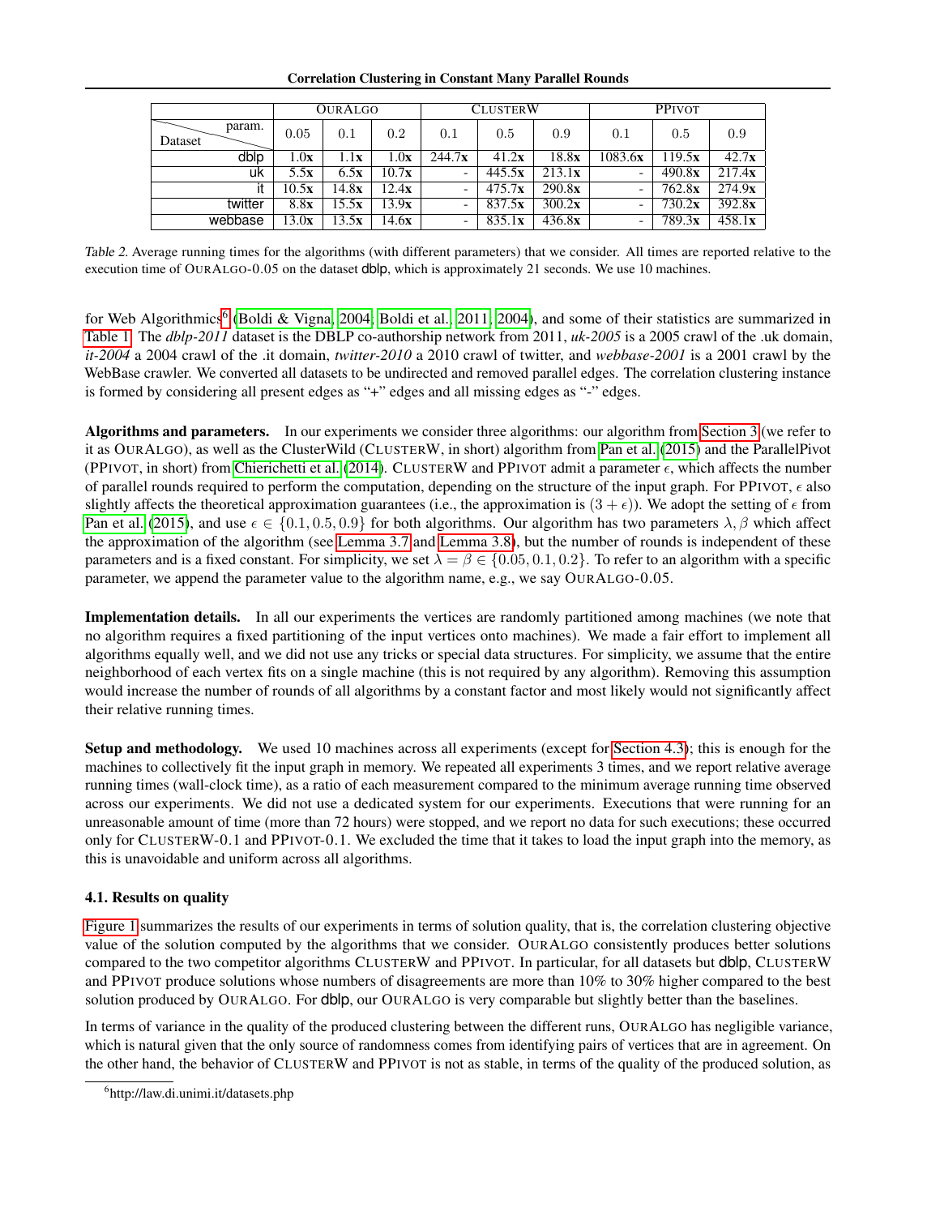| Dataset \ param. | OURALGO | | | CLUSTERW | | | PPIVOT | | |
|---|---|---|---|---|---|---|---|---|---|
| | 0.05 | 0.1 | 0.2 | 0.1 | 0.5 | 0.9 | 0.1 | 0.5 | 0.9 |
| dblp | 1.0**x** | 1.1**x** | 1.0**x** | 244.7**x** | 41.2**x** | 18.8**x** | 1083.6**x** | 119.5**x** | 42.7**x** |
| uk | 5.5**x** | 6.5**x** | 10.7**x** | - | 445.5**x** | 213.1**x** | - | 490.8**x** | 217.4**x** |
| it | 10.5**x** | 14.8**x** | 12.4**x** | - | 475.7**x** | 290.8**x** | - | 762.8**x** | 274.9**x** |
| twitter | 8.8**x** | 15.5**x** | 13.9**x** | - | 837.5**x** | 300.2**x** | - | 730.2**x** | 392.8**x** |
| webbase | 13.0**x** | 13.5**x** | 14.6**x** | - | 835.1**x** | 436.8**x** | - | 789.3**x** | 458.1**x** |

*Table 2.* Average running times for the algorithms (with different parameters) that we consider. All times are reported relative to the execution time of OURALGO-0.05 on the dataset dblp, which is approximately 21 seconds. We use 10 machines.

for Web Algorithmics[6] (Boldi & Vigna, 2004; Boldi et al., 2011; 2004), and some of their statistics are summarized in Table 1. The *dblp-2011* dataset is the DBLP co-authorship network from 2011, *uk-2005* is a 2005 crawl of the .uk domain, *it-2004* a 2004 crawl of the .it domain, *twitter-2010* a 2010 crawl of twitter, and *webbase-2001* is a 2001 crawl by the WebBase crawler. We converted all datasets to be undirected and removed parallel edges. The correlation clustering instance is formed by considering all present edges as "+" edges and all missing edges as "-" edges.

**Algorithms and parameters.** In our experiments we consider three algorithms: our algorithm from Section 3 (we refer to it as OURALGO), as well as the ClusterWild (CLUSTERW, in short) algorithm from Pan et al. (2015) and the ParallelPivot (PPIVOT, in short) from Chierichetti et al. (2014). CLUSTERW and PPIVOT admit a parameter $\epsilon$, which affects the number of parallel rounds required to perform the computation, depending on the structure of the input graph. For PPIVOT, $\epsilon$ also slightly affects the theoretical approximation guarantees (i.e., the approximation is $(3 + \epsilon)$). We adopt the setting of $\epsilon$ from Pan et al. (2015), and use $\epsilon \in \{0.1, 0.5, 0.9\}$ for both algorithms. Our algorithm has two parameters $\lambda, \beta$ which affect the approximation of the algorithm (see Lemma 3.7 and Lemma 3.8), but the number of rounds is independent of these parameters and is a fixed constant. For simplicity, we set $\lambda = \beta \in \{0.05, 0.1, 0.2\}$. To refer to an algorithm with a specific parameter, we append the parameter value to the algorithm name, e.g., we say OURALGO-0.05.

**Implementation details.** In all our experiments the vertices are randomly partitioned among machines (we note that no algorithm requires a fixed partitioning of the input vertices onto machines). We made a fair effort to implement all algorithms equally well, and we did not use any tricks or special data structures. For simplicity, we assume that the entire neighborhood of each vertex fits on a single machine (this is not required by any algorithm). Removing this assumption would increase the number of rounds of all algorithms by a constant factor and most likely would not significantly affect their relative running times.

**Setup and methodology.** We used 10 machines across all experiments (except for Section 4.3); this is enough for the machines to collectively fit the input graph in memory. We repeated all experiments 3 times, and we report relative average running times (wall-clock time), as a ratio of each measurement compared to the minimum average running time observed across our experiments. We did not use a dedicated system for our experiments. Executions that were running for an unreasonable amount of time (more than 72 hours) were stopped, and we report no data for such executions; these occurred only for CLUSTERW-0.1 and PPIVOT-0.1. We excluded the time that it takes to load the input graph into the memory, as this is unavoidable and uniform across all algorithms.

### 4.1. Results on quality

Figure 1 summarizes the results of our experiments in terms of solution quality, that is, the correlation clustering objective value of the solution computed by the algorithms that we consider. OURALGO consistently produces better solutions compared to the two competitor algorithms CLUSTERW and PPIVOT. In particular, for all datasets but dblp, CLUSTERW and PPIVOT produce solutions whose numbers of disagreements are more than 10% to 30% higher compared to the best solution produced by OURALGO. For dblp, our OURALGO is very comparable but slightly better than the baselines.

In terms of variance in the quality of the produced clustering between the different runs, OURALGO has negligible variance, which is natural given that the only source of randomness comes from identifying pairs of vertices that are in agreement. On the other hand, the behavior of CLUSTERW and PPIVOT is not as stable, in terms of the quality of the produced solution, as

[6] http://law.di.unimi.it/datasets.php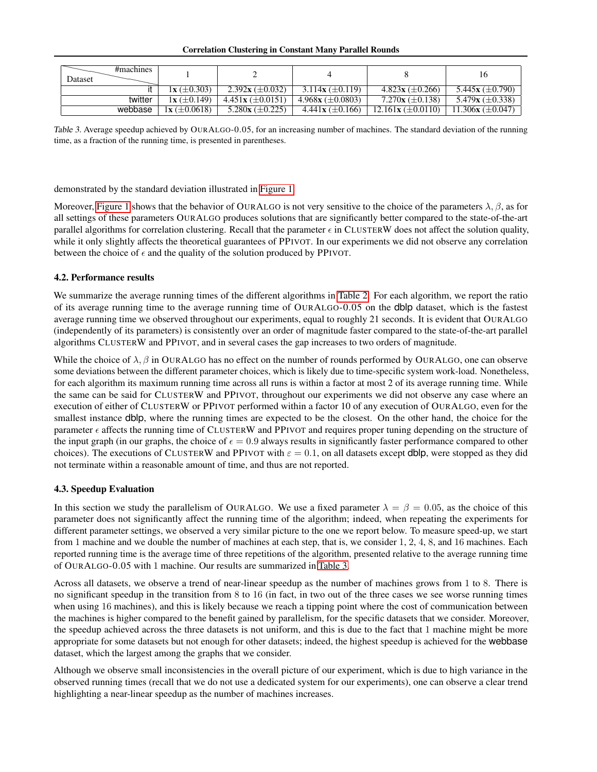| Dataset \ #machines | 1 | 2 | 4 | 8 | 16 |
|---|---|---|---|---|---|
| it | **1x** (±0.303) | 2.392**x** (±0.032) | 3.114**x** (±0.119) | 4.823**x** (±0.266) | 5.445**x** (±0.790) |
| twitter | 1**x** (±0.149) | 4.451**x** (±0.0151) | 4.968**x** (±0.0803) | 7.270**x** (±0.138) | 5.479**x** (±0.338) |
| webbase | 1**x** (±0.0618) | 5.280**x** (±0.225) | 4.441**x** (±0.166) | 12.161**x** (±0.0110) | 11.306**x** (±0.047) |

*Table 3.* Average speedup achieved by OURALGO-0.05, for an increasing number of machines. The standard deviation of the running time, as a fraction of the running time, is presented in parentheses.

demonstrated by the standard deviation illustrated in Figure 1.

Moreover, Figure 1 shows that the behavior of OURALGO is not very sensitive to the choice of the parameters $\lambda, \beta$, as for all settings of these parameters OURALGO produces solutions that are significantly better compared to the state-of-the-art parallel algorithms for correlation clustering. Recall that the parameter $\epsilon$ in CLUSTERW does not affect the solution quality, while it only slightly affects the theoretical guarantees of PPIVOT. In our experiments we did not observe any correlation between the choice of $\epsilon$ and the quality of the solution produced by PPIVOT.

### 4.2. Performance results

We summarize the average running times of the different algorithms in Table 2. For each algorithm, we report the ratio of its average running time to the average running time of OURALGO-0.05 on the dblp dataset, which is the fastest average running time we observed throughout our experiments, equal to roughly 21 seconds. It is evident that OURALGO (independently of its parameters) is consistently over an order of magnitude faster compared to the state-of-the-art parallel algorithms CLUSTERW and PPIVOT, and in several cases the gap increases to two orders of magnitude.

While the choice of $\lambda, \beta$ in OURALGO has no effect on the number of rounds performed by OURALGO, one can observe some deviations between the different parameter choices, which is likely due to time-specific system work-load. Nonetheless, for each algorithm its maximum running time across all runs is within a factor at most 2 of its average running time. While the same can be said for CLUSTERW and PPIVOT, throughout our experiments we did not observe any case where an execution of either of CLUSTERW or PPIVOT performed within a factor 10 of any execution of OURALGO, even for the smallest instance dblp, where the running times are expected to be the closest. On the other hand, the choice for the parameter $\epsilon$ affects the running time of CLUSTERW and PPIVOT and requires proper tuning depending on the structure of the input graph (in our graphs, the choice of $\epsilon = 0.9$ always results in significantly faster performance compared to other choices). The executions of CLUSTERW and PPIVOT with $\varepsilon = 0.1$, on all datasets except dblp, were stopped as they did not terminate within a reasonable amount of time, and thus are not reported.

### 4.3. Speedup Evaluation

In this section we study the parallelism of OURALGO. We use a fixed parameter $\lambda = \beta = 0.05$, as the choice of this parameter does not significantly affect the running time of the algorithm; indeed, when repeating the experiments for different parameter settings, we observed a very similar picture to the one we report below. To measure speed-up, we start from 1 machine and we double the number of machines at each step, that is, we consider 1, 2, 4, 8, and 16 machines. Each reported running time is the average time of three repetitions of the algorithm, presented relative to the average running time of OURALGO-0.05 with 1 machine. Our results are summarized in Table 3.

Across all datasets, we observe a trend of near-linear speedup as the number of machines grows from 1 to 8. There is no significant speedup in the transition from 8 to 16 (in fact, in two out of the three cases we see worse running times when using 16 machines), and this is likely because we reach a tipping point where the cost of communication between the machines is higher compared to the benefit gained by parallelism, for the specific datasets that we consider. Moreover, the speedup achieved across the three datasets is not uniform, and this is due to the fact that 1 machine might be more appropriate for some datasets but not enough for other datasets; indeed, the highest speedup is achieved for the webbase dataset, which the largest among the graphs that we consider.

Although we observe small inconsistencies in the overall picture of our experiment, which is due to high variance in the observed running times (recall that we do not use a dedicated system for our experiments), one can observe a clear trend highlighting a near-linear speedup as the number of machines increases.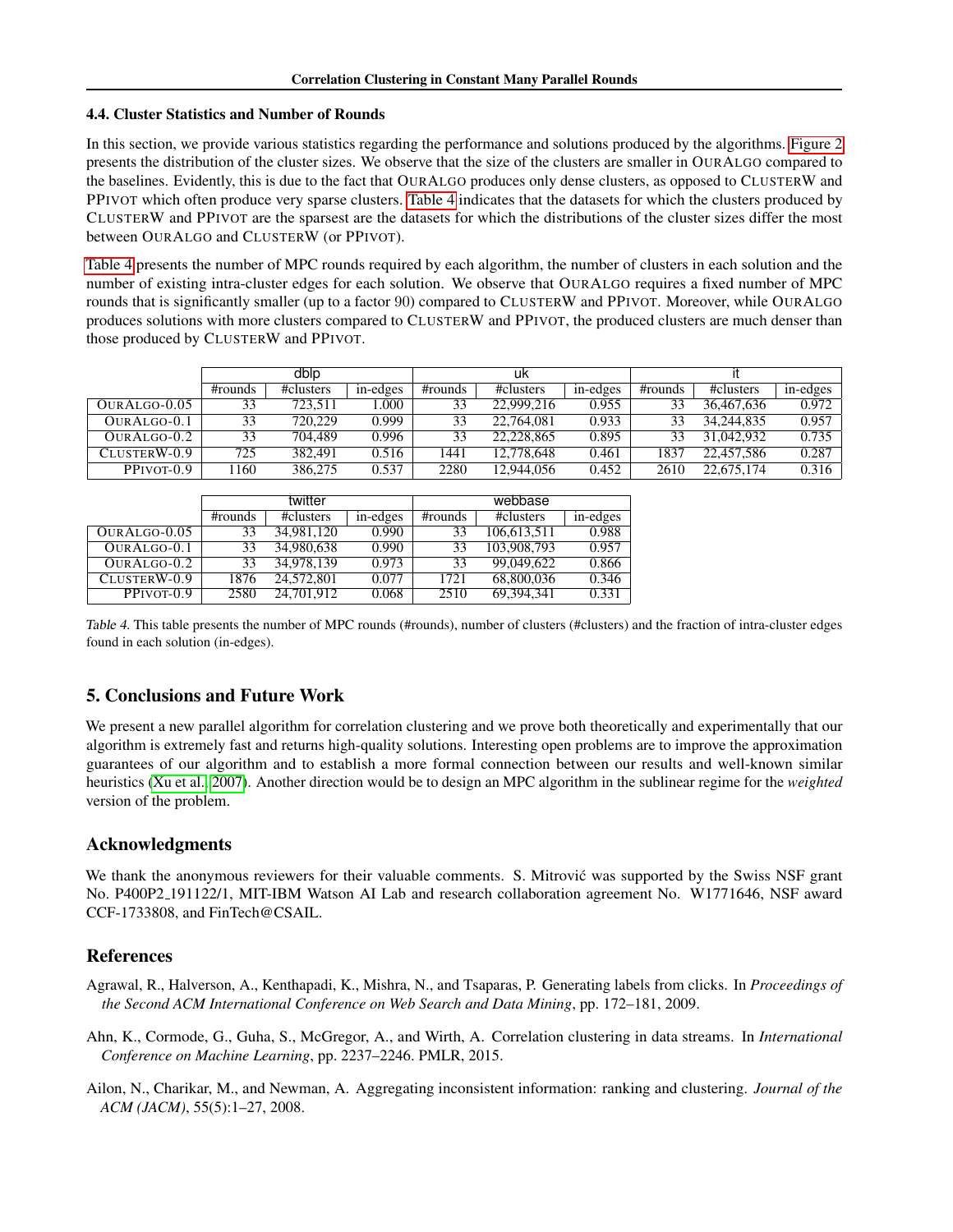### 4.4. Cluster Statistics and Number of Rounds

In this section, we provide various statistics regarding the performance and solutions produced by the algorithms. Figure 2 presents the distribution of the cluster sizes. We observe that the size of the clusters are smaller in OURALGO compared to the baselines. Evidently, this is due to the fact that OURALGO produces only dense clusters, as opposed to CLUSTERW and PPIVOT which often produce very sparse clusters. Table 4 indicates that the datasets for which the clusters produced by CLUSTERW and PPIVOT are the sparsest are the datasets for which the distributions of the cluster sizes differ the most between OURALGO and CLUSTERW (or PPIVOT).

Table 4 presents the number of MPC rounds required by each algorithm, the number of clusters in each solution and the number of existing intra-cluster edges for each solution. We observe that OURALGO requires a fixed number of MPC rounds that is significantly smaller (up to a factor 90) compared to CLUSTERW and PPIVOT. Moreover, while OURALGO produces solutions with more clusters compared to CLUSTERW and PPIVOT, the produced clusters are much denser than those produced by CLUSTERW and PPIVOT.

| | dblp | | | uk | | | it | | |
|---|---|---|---|---|---|---|---|---|---|
| | #rounds | #clusters | in-edges | #rounds | #clusters | in-edges | #rounds | #clusters | in-edges |
| OURALGO-0.05 | 33 | 723,511 | 1.000 | 33 | 22,999,216 | 0.955 | 33 | 36,467,636 | 0.972 |
| OURALGO-0.1 | 33 | 720,229 | 0.999 | 33 | 22,764,081 | 0.933 | 33 | 34,244,835 | 0.957 |
| OURALGO-0.2 | 33 | 704,489 | 0.996 | 33 | 22,228,865 | 0.895 | 33 | 31,042,932 | 0.735 |
| CLUSTERW-0.9 | 725 | 382,491 | 0.516 | 1441 | 12,778,648 | 0.461 | 1837 | 22,457,586 | 0.287 |
| PPIVOT-0.9 | 1160 | 386,275 | 0.537 | 2280 | 12,944,056 | 0.452 | 2610 | 22,675,174 | 0.316 |

| | twitter | | | webbase | | |
|---|---|---|---|---|---|---|
| | #rounds | #clusters | in-edges | #rounds | #clusters | in-edges |
| OURALGO-0.05 | 33 | 34,981,120 | 0.990 | 33 | 106,613,511 | 0.988 |
| OURALGO-0.1 | 33 | 34,980,638 | 0.990 | 33 | 103,908,793 | 0.957 |
| OURALGO-0.2 | 33 | 34,978,139 | 0.973 | 33 | 99,049,622 | 0.866 |
| CLUSTERW-0.9 | 1876 | 24,572,801 | 0.077 | 1721 | 68,800,036 | 0.346 |
| PPIVOT-0.9 | 2580 | 24,701,912 | 0.068 | 2510 | 69,394,341 | 0.331 |

*Table 4.* This table presents the number of MPC rounds (#rounds), number of clusters (#clusters) and the fraction of intra-cluster edges found in each solution (in-edges).

## 5. Conclusions and Future Work

We present a new parallel algorithm for correlation clustering and we prove both theoretically and experimentally that our algorithm is extremely fast and returns high-quality solutions. Interesting open problems are to improve the approximation guarantees of our algorithm and to establish a more formal connection between our results and well-known similar heuristics (Xu et al., 2007). Another direction would be to design an MPC algorithm in the sublinear regime for the *weighted* version of the problem.

## Acknowledgments

We thank the anonymous reviewers for their valuable comments. S. Mitrović was supported by the Swiss NSF grant No. P400P2_191122/1, MIT-IBM Watson AI Lab and research collaboration agreement No. W1771646, NSF award CCF-1733808, and FinTech@CSAIL.

## References

Agrawal, R., Halverson, A., Kenthapadi, K., Mishra, N., and Tsaparas, P. Generating labels from clicks. In *Proceedings of the Second ACM International Conference on Web Search and Data Mining*, pp. 172–181, 2009.

Ahn, K., Cormode, G., Guha, S., McGregor, A., and Wirth, A. Correlation clustering in data streams. In *International Conference on Machine Learning*, pp. 2237–2246. PMLR, 2015.

Ailon, N., Charikar, M., and Newman, A. Aggregating inconsistent information: ranking and clustering. *Journal of the ACM (JACM)*, 55(5):1–27, 2008.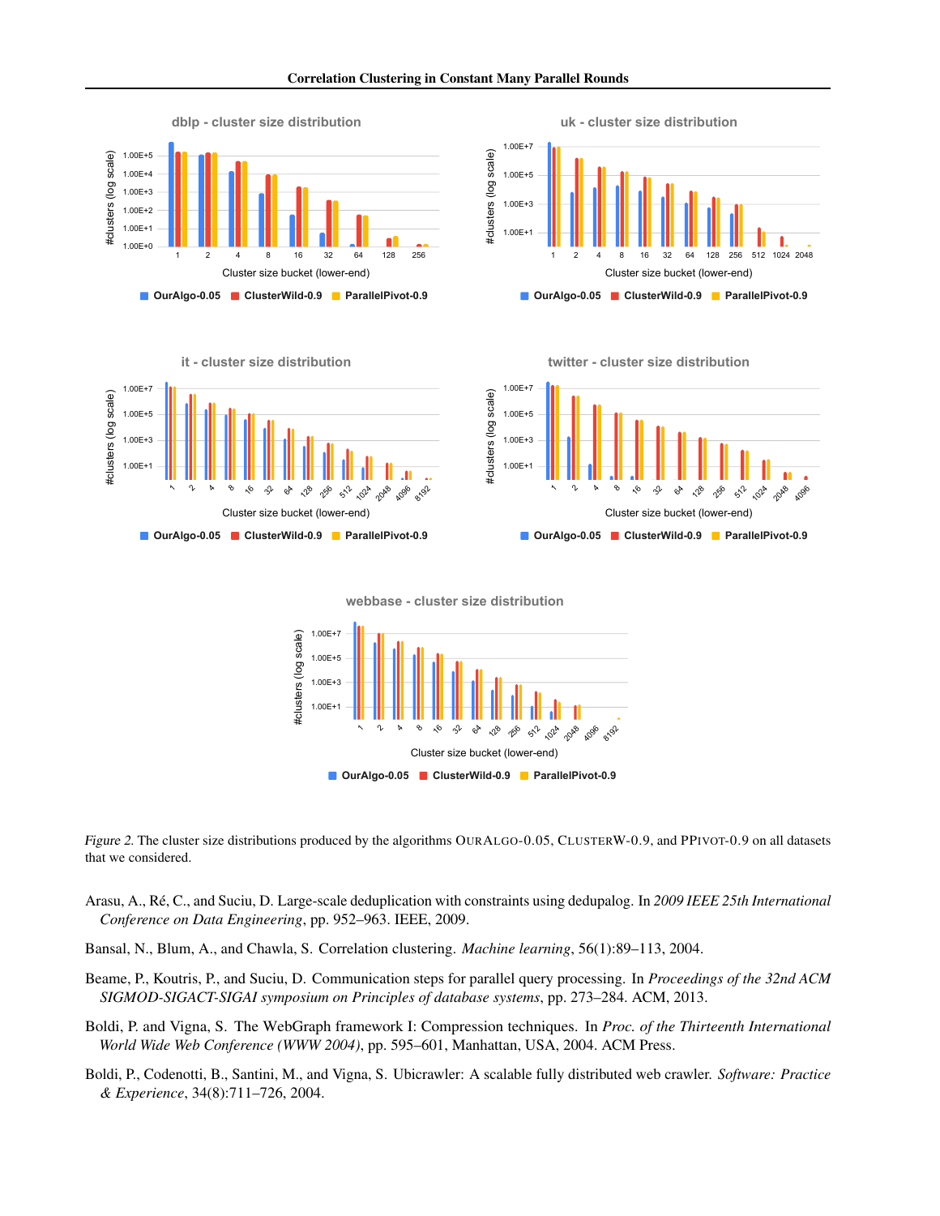*Figure 2.* The cluster size distributions produced by the algorithms OURALGO-0.05, CLUSTERW-0.9, and PPIVOT-0.9 on all datasets that we considered.

Arasu, A., Ré, C., and Suciu, D. Large-scale deduplication with constraints using dedupalog. In *2009 IEEE 25th International Conference on Data Engineering*, pp. 952–963. IEEE, 2009.

Bansal, N., Blum, A., and Chawla, S. Correlation clustering. *Machine learning*, 56(1):89–113, 2004.

Beame, P., Koutris, P., and Suciu, D. Communication steps for parallel query processing. In *Proceedings of the 32nd ACM SIGMOD-SIGACT-SIGAI symposium on Principles of database systems*, pp. 273–284. ACM, 2013.

Boldi, P. and Vigna, S. The WebGraph framework I: Compression techniques. In *Proc. of the Thirteenth International World Wide Web Conference (WWW 2004)*, pp. 595–601, Manhattan, USA, 2004. ACM Press.

Boldi, P., Codenotti, B., Santini, M., and Vigna, S. Ubicrawler: A scalable fully distributed web crawler. *Software: Practice & Experience*, 34(8):711–726, 2004.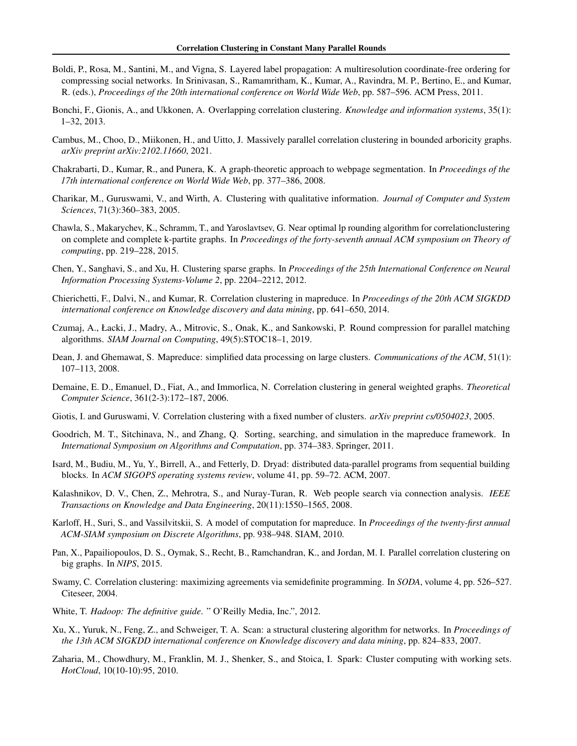Boldi, P., Rosa, M., Santini, M., and Vigna, S. Layered label propagation: A multiresolution coordinate-free ordering for compressing social networks. In Srinivasan, S., Ramamritham, K., Kumar, A., Ravindra, M. P., Bertino, E., and Kumar, R. (eds.), *Proceedings of the 20th international conference on World Wide Web*, pp. 587–596. ACM Press, 2011.

Bonchi, F., Gionis, A., and Ukkonen, A. Overlapping correlation clustering. *Knowledge and information systems*, 35(1): 1–32, 2013.

Cambus, M., Choo, D., Miikonen, H., and Uitto, J. Massively parallel correlation clustering in bounded arboricity graphs. *arXiv preprint arXiv:2102.11660*, 2021.

Chakrabarti, D., Kumar, R., and Punera, K. A graph-theoretic approach to webpage segmentation. In *Proceedings of the 17th international conference on World Wide Web*, pp. 377–386, 2008.

Charikar, M., Guruswami, V., and Wirth, A. Clustering with qualitative information. *Journal of Computer and System Sciences*, 71(3):360–383, 2005.

Chawla, S., Makarychev, K., Schramm, T., and Yaroslavtsev, G. Near optimal lp rounding algorithm for correlationclustering on complete and complete k-partite graphs. In *Proceedings of the forty-seventh annual ACM symposium on Theory of computing*, pp. 219–228, 2015.

Chen, Y., Sanghavi, S., and Xu, H. Clustering sparse graphs. In *Proceedings of the 25th International Conference on Neural Information Processing Systems-Volume 2*, pp. 2204–2212, 2012.

Chierichetti, F., Dalvi, N., and Kumar, R. Correlation clustering in mapreduce. In *Proceedings of the 20th ACM SIGKDD international conference on Knowledge discovery and data mining*, pp. 641–650, 2014.

Czumaj, A., Łacki, J., Madry, A., Mitrovic, S., Onak, K., and Sankowski, P. Round compression for parallel matching algorithms. *SIAM Journal on Computing*, 49(5):STOC18–1, 2019.

Dean, J. and Ghemawat, S. Mapreduce: simplified data processing on large clusters. *Communications of the ACM*, 51(1): 107–113, 2008.

Demaine, E. D., Emanuel, D., Fiat, A., and Immorlica, N. Correlation clustering in general weighted graphs. *Theoretical Computer Science*, 361(2-3):172–187, 2006.

Giotis, I. and Guruswami, V. Correlation clustering with a fixed number of clusters. *arXiv preprint cs/0504023*, 2005.

Goodrich, M. T., Sitchinava, N., and Zhang, Q. Sorting, searching, and simulation in the mapreduce framework. In *International Symposium on Algorithms and Computation*, pp. 374–383. Springer, 2011.

Isard, M., Budiu, M., Yu, Y., Birrell, A., and Fetterly, D. Dryad: distributed data-parallel programs from sequential building blocks. In *ACM SIGOPS operating systems review*, volume 41, pp. 59–72. ACM, 2007.

Kalashnikov, D. V., Chen, Z., Mehrotra, S., and Nuray-Turan, R. Web people search via connection analysis. *IEEE Transactions on Knowledge and Data Engineering*, 20(11):1550–1565, 2008.

Karloff, H., Suri, S., and Vassilvitskii, S. A model of computation for mapreduce. In *Proceedings of the twenty-first annual ACM-SIAM symposium on Discrete Algorithms*, pp. 938–948. SIAM, 2010.

Pan, X., Papailiopoulos, D. S., Oymak, S., Recht, B., Ramchandran, K., and Jordan, M. I. Parallel correlation clustering on big graphs. In *NIPS*, 2015.

Swamy, C. Correlation clustering: maximizing agreements via semidefinite programming. In *SODA*, volume 4, pp. 526–527. Citeseer, 2004.

White, T. *Hadoop: The definitive guide*. " O'Reilly Media, Inc.", 2012.

Xu, X., Yuruk, N., Feng, Z., and Schweiger, T. A. Scan: a structural clustering algorithm for networks. In *Proceedings of the 13th ACM SIGKDD international conference on Knowledge discovery and data mining*, pp. 824–833, 2007.

Zaharia, M., Chowdhury, M., Franklin, M. J., Shenker, S., and Stoica, I. Spark: Cluster computing with working sets. *HotCloud*, 10(10-10):95, 2010.